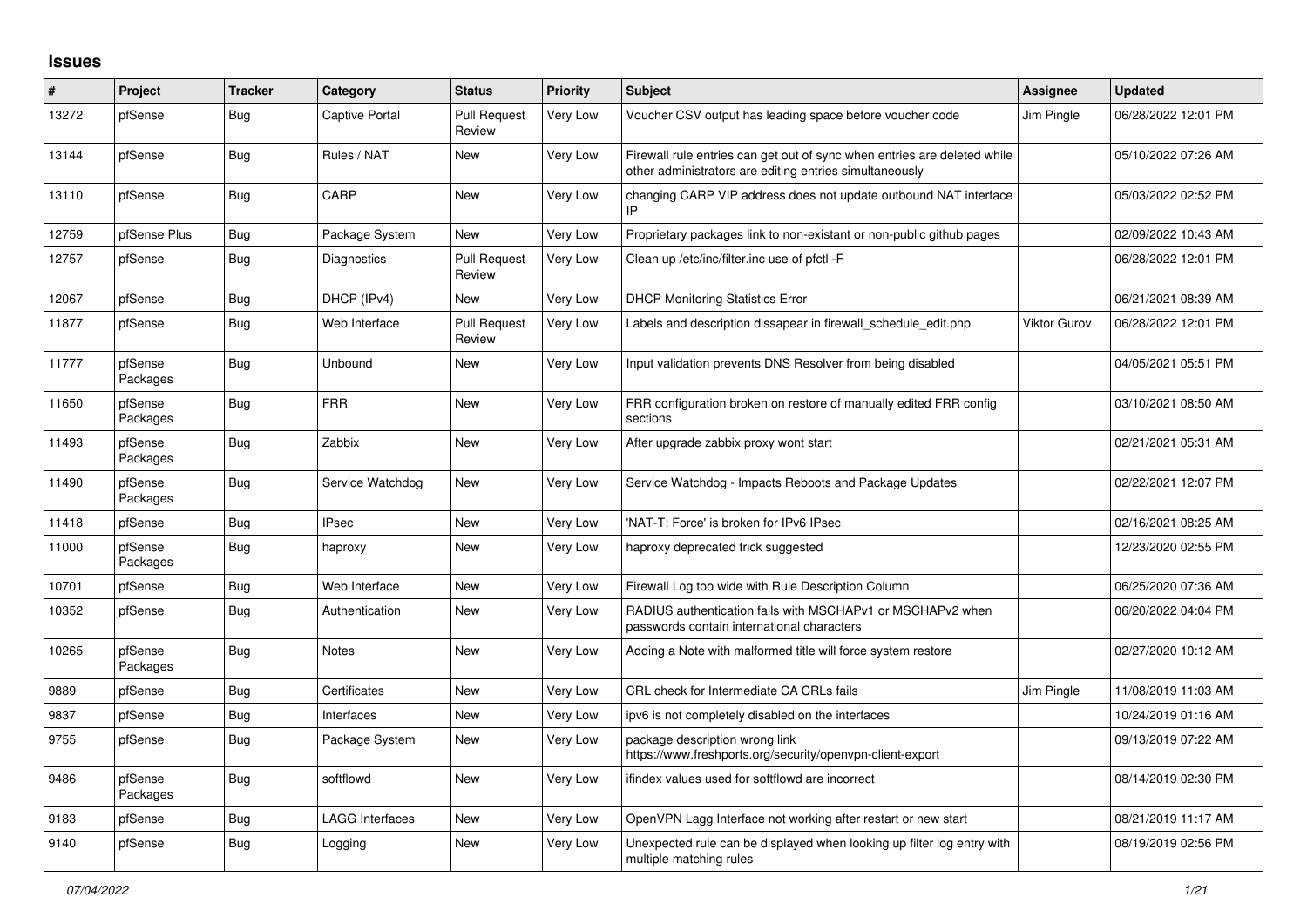## Issues

| # | Project | Tracker | Category | Status | Priority | Subject | Assignee | Updated |
|---|---|---|---|---|---|---|---|---|
| 13272 | pfSense | Bug | Captive Portal | Pull Request Review | Very Low | Voucher CSV output has leading space before voucher code | Jim Pingle | 06/28/2022 12:01 PM |
| 13144 | pfSense | Bug | Rules / NAT | New | Very Low | Firewall rule entries can get out of sync when entries are deleted while other administrators are editing entries simultaneously | | 05/10/2022 07:26 AM |
| 13110 | pfSense | Bug | CARP | New | Very Low | changing CARP VIP address does not update outbound NAT interface IP | | 05/03/2022 02:52 PM |
| 12759 | pfSense Plus | Bug | Package System | New | Very Low | Proprietary packages link to non-existant or non-public github pages | | 02/09/2022 10:43 AM |
| 12757 | pfSense | Bug | Diagnostics | Pull Request Review | Very Low | Clean up /etc/inc/filter.inc use of pfctl -F | | 06/28/2022 12:01 PM |
| 12067 | pfSense | Bug | DHCP (IPv4) | New | Very Low | DHCP Monitoring Statistics Error | | 06/21/2021 08:39 AM |
| 11877 | pfSense | Bug | Web Interface | Pull Request Review | Very Low | Labels and description dissapear in firewall_schedule_edit.php | Viktor Gurov | 06/28/2022 12:01 PM |
| 11777 | pfSense Packages | Bug | Unbound | New | Very Low | Input validation prevents DNS Resolver from being disabled | | 04/05/2021 05:51 PM |
| 11650 | pfSense Packages | Bug | FRR | New | Very Low | FRR configuration broken on restore of manually edited FRR config sections | | 03/10/2021 08:50 AM |
| 11493 | pfSense Packages | Bug | Zabbix | New | Very Low | After upgrade zabbix proxy wont start | | 02/21/2021 05:31 AM |
| 11490 | pfSense Packages | Bug | Service Watchdog | New | Very Low | Service Watchdog - Impacts Reboots and Package Updates | | 02/22/2021 12:07 PM |
| 11418 | pfSense | Bug | IPsec | New | Very Low | 'NAT-T: Force' is broken for IPv6 IPsec | | 02/16/2021 08:25 AM |
| 11000 | pfSense Packages | Bug | haproxy | New | Very Low | haproxy deprecated trick suggested | | 12/23/2020 02:55 PM |
| 10701 | pfSense | Bug | Web Interface | New | Very Low | Firewall Log too wide with Rule Description Column | | 06/25/2020 07:36 AM |
| 10352 | pfSense | Bug | Authentication | New | Very Low | RADIUS authentication fails with MSCHAPv1 or MSCHAPv2 when passwords contain international characters | | 06/20/2022 04:04 PM |
| 10265 | pfSense Packages | Bug | Notes | New | Very Low | Adding a Note with malformed title will force system restore | | 02/27/2020 10:12 AM |
| 9889 | pfSense | Bug | Certificates | New | Very Low | CRL check for Intermediate CA CRLs fails | Jim Pingle | 11/08/2019 11:03 AM |
| 9837 | pfSense | Bug | Interfaces | New | Very Low | ipv6 is not completely disabled on the interfaces | | 10/24/2019 01:16 AM |
| 9755 | pfSense | Bug | Package System | New | Very Low | package description wrong link https://www.freshports.org/security/openvpn-client-export | | 09/13/2019 07:22 AM |
| 9486 | pfSense Packages | Bug | softflowd | New | Very Low | ifindex values used for softflowd are incorrect | | 08/14/2019 02:30 PM |
| 9183 | pfSense | Bug | LAGG Interfaces | New | Very Low | OpenVPN Lagg Interface not working after restart or new start | | 08/21/2019 11:17 AM |
| 9140 | pfSense | Bug | Logging | New | Very Low | Unexpected rule can be displayed when looking up filter log entry with multiple matching rules | | 08/19/2019 02:56 PM |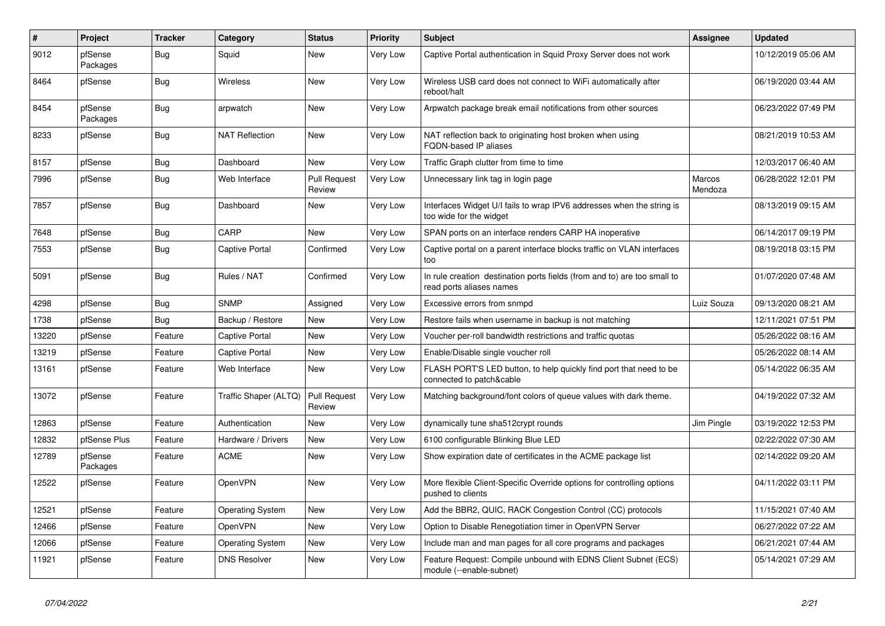| # | Project | Tracker | Category | Status | Priority | Subject | Assignee | Updated |
|---|---|---|---|---|---|---|---|---|
| 9012 | pfSense Packages | Bug | Squid | New | Very Low | Captive Portal authentication in Squid Proxy Server does not work | | 10/12/2019 05:06 AM |
| 8464 | pfSense | Bug | Wireless | New | Very Low | Wireless USB card does not connect to WiFi automatically after reboot/halt | | 06/19/2020 03:44 AM |
| 8454 | pfSense Packages | Bug | arpwatch | New | Very Low | Arpwatch package break email notifications from other sources | | 06/23/2022 07:49 PM |
| 8233 | pfSense | Bug | NAT Reflection | New | Very Low | NAT reflection back to originating host broken when using FQDN-based IP aliases | | 08/21/2019 10:53 AM |
| 8157 | pfSense | Bug | Dashboard | New | Very Low | Traffic Graph clutter from time to time | | 12/03/2017 06:40 AM |
| 7996 | pfSense | Bug | Web Interface | Pull Request Review | Very Low | Unnecessary link tag in login page | Marcos Mendoza | 06/28/2022 12:01 PM |
| 7857 | pfSense | Bug | Dashboard | New | Very Low | Interfaces Widget U/I fails to wrap IPV6 addresses when the string is too wide for the widget | | 08/13/2019 09:15 AM |
| 7648 | pfSense | Bug | CARP | New | Very Low | SPAN ports on an interface renders CARP HA inoperative | | 06/14/2017 09:19 PM |
| 7553 | pfSense | Bug | Captive Portal | Confirmed | Very Low | Captive portal on a parent interface blocks traffic on VLAN interfaces too | | 08/19/2018 03:15 PM |
| 5091 | pfSense | Bug | Rules / NAT | Confirmed | Very Low | In rule creation destination ports fields (from and to) are too small to read ports aliases names | | 01/07/2020 07:48 AM |
| 4298 | pfSense | Bug | SNMP | Assigned | Very Low | Excessive errors from snmpd | Luiz Souza | 09/13/2020 08:21 AM |
| 1738 | pfSense | Bug | Backup / Restore | New | Very Low | Restore fails when username in backup is not matching | | 12/11/2021 07:51 PM |
| 13220 | pfSense | Feature | Captive Portal | New | Very Low | Voucher per-roll bandwidth restrictions and traffic quotas | | 05/26/2022 08:16 AM |
| 13219 | pfSense | Feature | Captive Portal | New | Very Low | Enable/Disable single voucher roll | | 05/26/2022 08:14 AM |
| 13161 | pfSense | Feature | Web Interface | New | Very Low | FLASH PORT'S LED button, to help quickly find port that need to be connected to patch&cable | | 05/14/2022 06:35 AM |
| 13072 | pfSense | Feature | Traffic Shaper (ALTQ) | Pull Request Review | Very Low | Matching background/font colors of queue values with dark theme. | | 04/19/2022 07:32 AM |
| 12863 | pfSense | Feature | Authentication | New | Very Low | dynamically tune sha512crypt rounds | Jim Pingle | 03/19/2022 12:53 PM |
| 12832 | pfSense Plus | Feature | Hardware / Drivers | New | Very Low | 6100 configurable Blinking Blue LED | | 02/22/2022 07:30 AM |
| 12789 | pfSense Packages | Feature | ACME | New | Very Low | Show expiration date of certificates in the ACME package list | | 02/14/2022 09:20 AM |
| 12522 | pfSense | Feature | OpenVPN | New | Very Low | More flexible Client-Specific Override options for controlling options pushed to clients | | 04/11/2022 03:11 PM |
| 12521 | pfSense | Feature | Operating System | New | Very Low | Add the BBR2, QUIC, RACK Congestion Control (CC) protocols | | 11/15/2021 07:40 AM |
| 12466 | pfSense | Feature | OpenVPN | New | Very Low | Option to Disable Renegotiation timer in OpenVPN Server | | 06/27/2022 07:22 AM |
| 12066 | pfSense | Feature | Operating System | New | Very Low | Include man and man pages for all core programs and packages | | 06/21/2021 07:44 AM |
| 11921 | pfSense | Feature | DNS Resolver | New | Very Low | Feature Request: Compile unbound with EDNS Client Subnet (ECS) module (--enable-subnet) | | 05/14/2021 07:29 AM |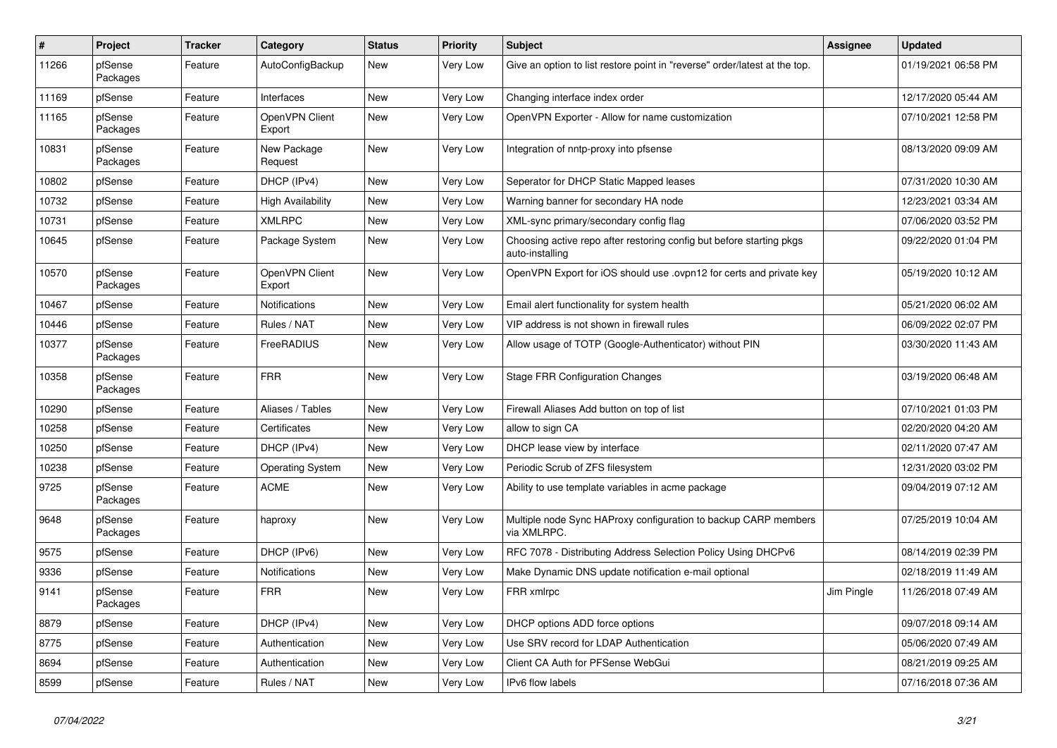| # | Project | Tracker | Category | Status | Priority | Subject | Assignee | Updated |
|---|---|---|---|---|---|---|---|---|
| 11266 | pfSense Packages | Feature | AutoConfigBackup | New | Very Low | Give an option to list restore point in "reverse" order/latest at the top. | | 01/19/2021 06:58 PM |
| 11169 | pfSense | Feature | Interfaces | New | Very Low | Changing interface index order | | 12/17/2020 05:44 AM |
| 11165 | pfSense Packages | Feature | OpenVPN Client Export | New | Very Low | OpenVPN Exporter - Allow for name customization | | 07/10/2021 12:58 PM |
| 10831 | pfSense Packages | Feature | New Package Request | New | Very Low | Integration of nntp-proxy into pfsense | | 08/13/2020 09:09 AM |
| 10802 | pfSense | Feature | DHCP (IPv4) | New | Very Low | Seperator for DHCP Static Mapped leases | | 07/31/2020 10:30 AM |
| 10732 | pfSense | Feature | High Availability | New | Very Low | Warning banner for secondary HA node | | 12/23/2021 03:34 AM |
| 10731 | pfSense | Feature | XMLRPC | New | Very Low | XML-sync primary/secondary config flag | | 07/06/2020 03:52 PM |
| 10645 | pfSense | Feature | Package System | New | Very Low | Choosing active repo after restoring config but before starting pkgs auto-installing | | 09/22/2020 01:04 PM |
| 10570 | pfSense Packages | Feature | OpenVPN Client Export | New | Very Low | OpenVPN Export for iOS should use .ovpn12 for certs and private key | | 05/19/2020 10:12 AM |
| 10467 | pfSense | Feature | Notifications | New | Very Low | Email alert functionality for system health | | 05/21/2020 06:02 AM |
| 10446 | pfSense | Feature | Rules / NAT | New | Very Low | VIP address is not shown in firewall rules | | 06/09/2022 02:07 PM |
| 10377 | pfSense Packages | Feature | FreeRADIUS | New | Very Low | Allow usage of TOTP (Google-Authenticator) without PIN | | 03/30/2020 11:43 AM |
| 10358 | pfSense Packages | Feature | FRR | New | Very Low | Stage FRR Configuration Changes | | 03/19/2020 06:48 AM |
| 10290 | pfSense | Feature | Aliases / Tables | New | Very Low | Firewall Aliases Add button on top of list | | 07/10/2021 01:03 PM |
| 10258 | pfSense | Feature | Certificates | New | Very Low | allow to sign CA | | 02/20/2020 04:20 AM |
| 10250 | pfSense | Feature | DHCP (IPv4) | New | Very Low | DHCP lease view by interface | | 02/11/2020 07:47 AM |
| 10238 | pfSense | Feature | Operating System | New | Very Low | Periodic Scrub of ZFS filesystem | | 12/31/2020 03:02 PM |
| 9725 | pfSense Packages | Feature | ACME | New | Very Low | Ability to use template variables in acme package | | 09/04/2019 07:12 AM |
| 9648 | pfSense Packages | Feature | haproxy | New | Very Low | Multiple node Sync HAProxy configuration to backup CARP members via XMLRPC. | | 07/25/2019 10:04 AM |
| 9575 | pfSense | Feature | DHCP (IPv6) | New | Very Low | RFC 7078 - Distributing Address Selection Policy Using DHCPv6 | | 08/14/2019 02:39 PM |
| 9336 | pfSense | Feature | Notifications | New | Very Low | Make Dynamic DNS update notification e-mail optional | | 02/18/2019 11:49 AM |
| 9141 | pfSense Packages | Feature | FRR | New | Very Low | FRR xmlrpc | Jim Pingle | 11/26/2018 07:49 AM |
| 8879 | pfSense | Feature | DHCP (IPv4) | New | Very Low | DHCP options ADD force options | | 09/07/2018 09:14 AM |
| 8775 | pfSense | Feature | Authentication | New | Very Low | Use SRV record for LDAP Authentication | | 05/06/2020 07:49 AM |
| 8694 | pfSense | Feature | Authentication | New | Very Low | Client CA Auth for PFSense WebGui | | 08/21/2019 09:25 AM |
| 8599 | pfSense | Feature | Rules / NAT | New | Very Low | IPv6 flow labels | | 07/16/2018 07:36 AM |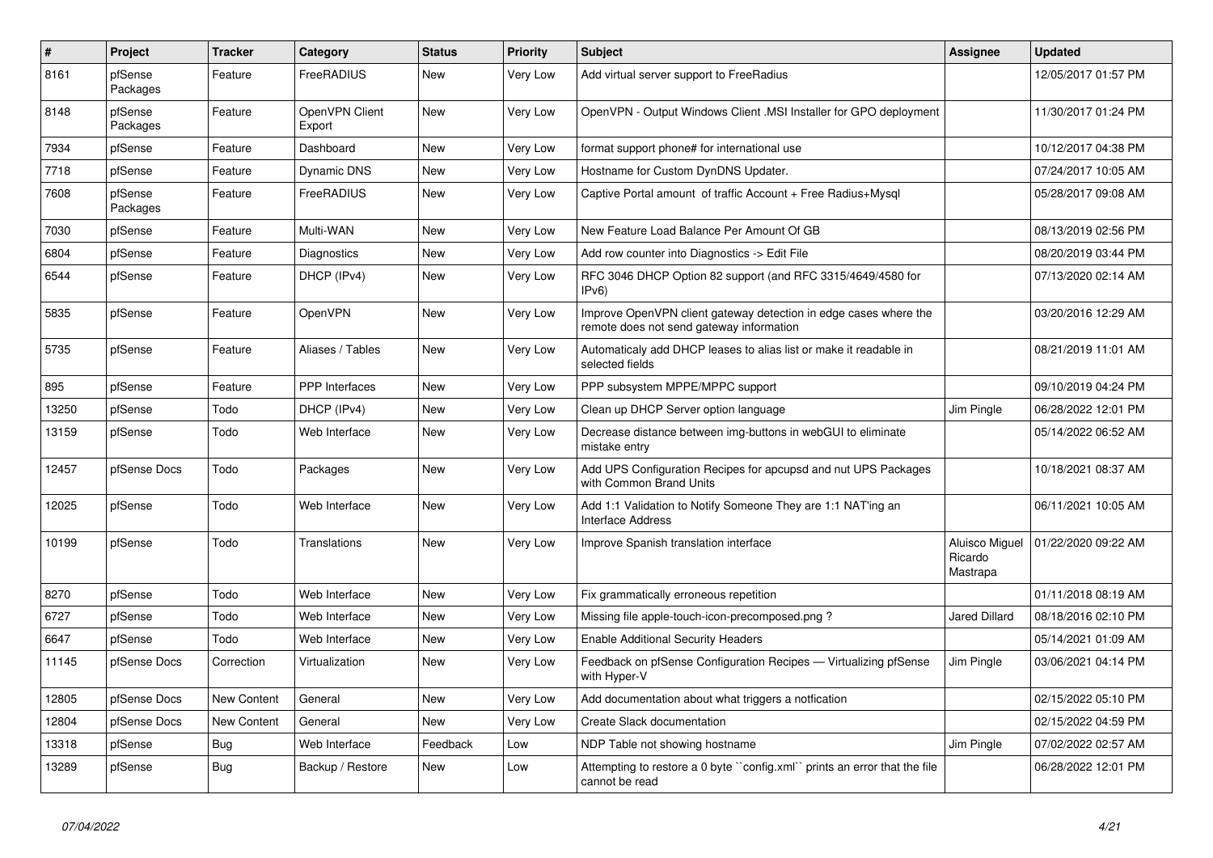| # | Project | Tracker | Category | Status | Priority | Subject | Assignee | Updated |
|---|---|---|---|---|---|---|---|---|
| 8161 | pfSense Packages | Feature | FreeRADIUS | New | Very Low | Add virtual server support to FreeRadius | | 12/05/2017 01:57 PM |
| 8148 | pfSense Packages | Feature | OpenVPN Client Export | New | Very Low | OpenVPN - Output Windows Client .MSI Installer for GPO deployment | | 11/30/2017 01:24 PM |
| 7934 | pfSense | Feature | Dashboard | New | Very Low | format support phone# for international use | | 10/12/2017 04:38 PM |
| 7718 | pfSense | Feature | Dynamic DNS | New | Very Low | Hostname for Custom DynDNS Updater. | | 07/24/2017 10:05 AM |
| 7608 | pfSense Packages | Feature | FreeRADIUS | New | Very Low | Captive Portal amount of traffic Account + Free Radius+Mysql | | 05/28/2017 09:08 AM |
| 7030 | pfSense | Feature | Multi-WAN | New | Very Low | New Feature Load Balance Per Amount Of GB | | 08/13/2019 02:56 PM |
| 6804 | pfSense | Feature | Diagnostics | New | Very Low | Add row counter into Diagnostics -> Edit File | | 08/20/2019 03:44 PM |
| 6544 | pfSense | Feature | DHCP (IPv4) | New | Very Low | RFC 3046 DHCP Option 82 support (and RFC 3315/4649/4580 for IPv6) | | 07/13/2020 02:14 AM |
| 5835 | pfSense | Feature | OpenVPN | New | Very Low | Improve OpenVPN client gateway detection in edge cases where the remote does not send gateway information | | 03/20/2016 12:29 AM |
| 5735 | pfSense | Feature | Aliases / Tables | New | Very Low | Automaticaly add DHCP leases to alias list or make it readable in selected fields | | 08/21/2019 11:01 AM |
| 895 | pfSense | Feature | PPP Interfaces | New | Very Low | PPP subsystem MPPE/MPPC support | | 09/10/2019 04:24 PM |
| 13250 | pfSense | Todo | DHCP (IPv4) | New | Very Low | Clean up DHCP Server option language | Jim Pingle | 06/28/2022 12:01 PM |
| 13159 | pfSense | Todo | Web Interface | New | Very Low | Decrease distance between img-buttons in webGUI to eliminate mistake entry | | 05/14/2022 06:52 AM |
| 12457 | pfSense Docs | Todo | Packages | New | Very Low | Add UPS Configuration Recipes for apcupsd and nut UPS Packages with Common Brand Units | | 10/18/2021 08:37 AM |
| 12025 | pfSense | Todo | Web Interface | New | Very Low | Add 1:1 Validation to Notify Someone They are 1:1 NAT'ing an Interface Address | | 06/11/2021 10:05 AM |
| 10199 | pfSense | Todo | Translations | New | Very Low | Improve Spanish translation interface | Aluisco Miguel Ricardo Mastrapa | 01/22/2020 09:22 AM |
| 8270 | pfSense | Todo | Web Interface | New | Very Low | Fix grammatically erroneous repetition | | 01/11/2018 08:19 AM |
| 6727 | pfSense | Todo | Web Interface | New | Very Low | Missing file apple-touch-icon-precomposed.png ? | Jared Dillard | 08/18/2016 02:10 PM |
| 6647 | pfSense | Todo | Web Interface | New | Very Low | Enable Additional Security Headers | | 05/14/2021 01:09 AM |
| 11145 | pfSense Docs | Correction | Virtualization | New | Very Low | Feedback on pfSense Configuration Recipes — Virtualizing pfSense with Hyper-V | Jim Pingle | 03/06/2021 04:14 PM |
| 12805 | pfSense Docs | New Content | General | New | Very Low | Add documentation about what triggers a notfication | | 02/15/2022 05:10 PM |
| 12804 | pfSense Docs | New Content | General | New | Very Low | Create Slack documentation | | 02/15/2022 04:59 PM |
| 13318 | pfSense | Bug | Web Interface | Feedback | Low | NDP Table not showing hostname | Jim Pingle | 07/02/2022 02:57 AM |
| 13289 | pfSense | Bug | Backup / Restore | New | Low | Attempting to restore a 0 byte ``config.xml`` prints an error that the file cannot be read | | 06/28/2022 12:01 PM |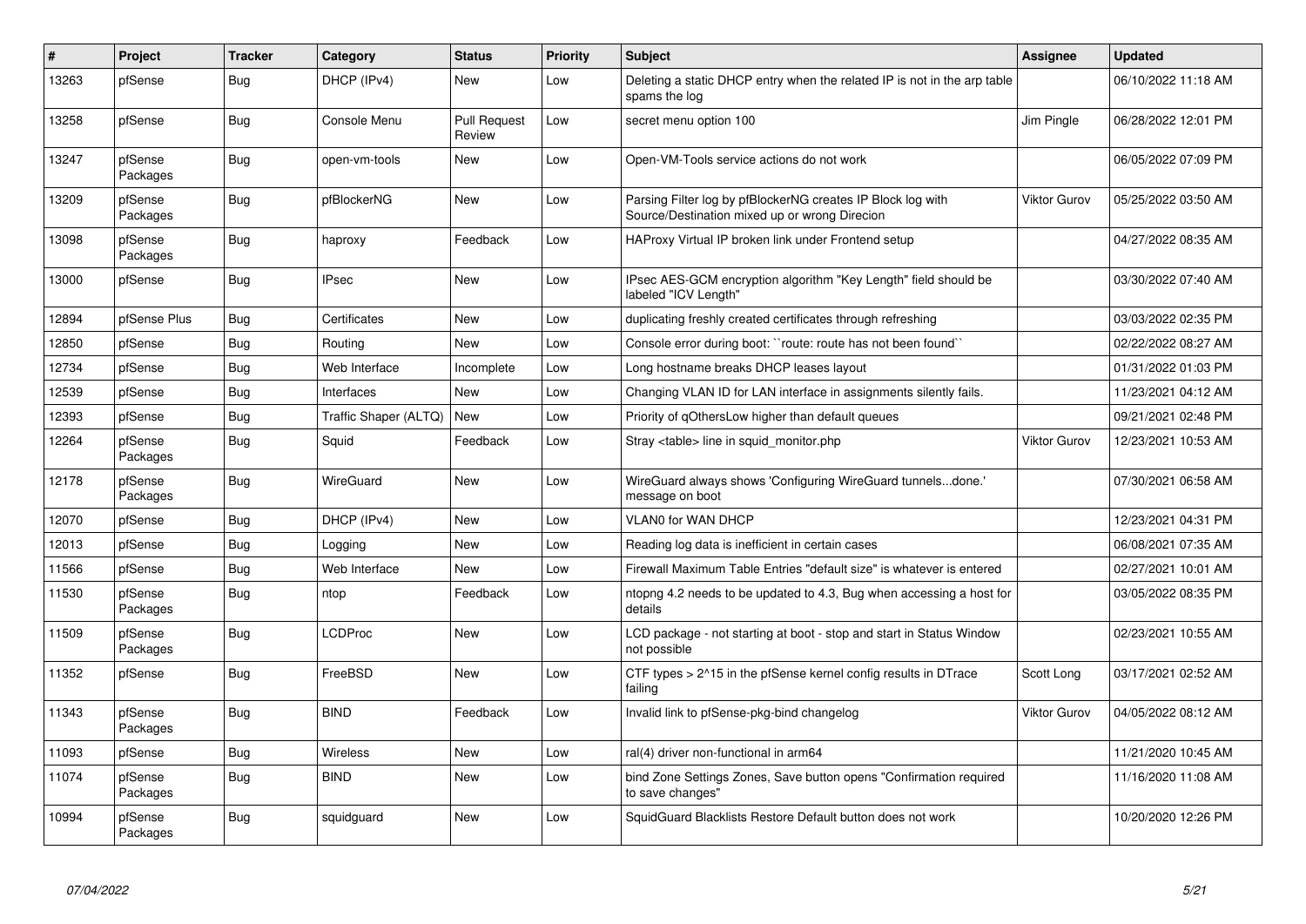| # | Project | Tracker | Category | Status | Priority | Subject | Assignee | Updated |
|---|---|---|---|---|---|---|---|---|
| 13263 | pfSense | Bug | DHCP (IPv4) | New | Low | Deleting a static DHCP entry when the related IP is not in the arp table spams the log | | 06/10/2022 11:18 AM |
| 13258 | pfSense | Bug | Console Menu | Pull Request Review | Low | secret menu option 100 | Jim Pingle | 06/28/2022 12:01 PM |
| 13247 | pfSense Packages | Bug | open-vm-tools | New | Low | Open-VM-Tools service actions do not work | | 06/05/2022 07:09 PM |
| 13209 | pfSense Packages | Bug | pfBlockerNG | New | Low | Parsing Filter log by pfBlockerNG creates IP Block log with Source/Destination mixed up or wrong Direcion | Viktor Gurov | 05/25/2022 03:50 AM |
| 13098 | pfSense Packages | Bug | haproxy | Feedback | Low | HAProxy Virtual IP broken link under Frontend setup | | 04/27/2022 08:35 AM |
| 13000 | pfSense | Bug | IPsec | New | Low | IPsec AES-GCM encryption algorithm "Key Length" field should be labeled "ICV Length" | | 03/30/2022 07:40 AM |
| 12894 | pfSense Plus | Bug | Certificates | New | Low | duplicating freshly created certificates through refreshing | | 03/03/2022 02:35 PM |
| 12850 | pfSense | Bug | Routing | New | Low | Console error during boot: ``route: route has not been found`` | | 02/22/2022 08:27 AM |
| 12734 | pfSense | Bug | Web Interface | Incomplete | Low | Long hostname breaks DHCP leases layout | | 01/31/2022 01:03 PM |
| 12539 | pfSense | Bug | Interfaces | New | Low | Changing VLAN ID for LAN interface in assignments silently fails. | | 11/23/2021 04:12 AM |
| 12393 | pfSense | Bug | Traffic Shaper (ALTQ) | New | Low | Priority of qOthersLow higher than default queues | | 09/21/2021 02:48 PM |
| 12264 | pfSense Packages | Bug | Squid | Feedback | Low | Stray <table> line in squid_monitor.php | Viktor Gurov | 12/23/2021 10:53 AM |
| 12178 | pfSense Packages | Bug | WireGuard | New | Low | WireGuard always shows 'Configuring WireGuard tunnels...done.' message on boot | | 07/30/2021 06:58 AM |
| 12070 | pfSense | Bug | DHCP (IPv4) | New | Low | VLAN0 for WAN DHCP | | 12/23/2021 04:31 PM |
| 12013 | pfSense | Bug | Logging | New | Low | Reading log data is inefficient in certain cases | | 06/08/2021 07:35 AM |
| 11566 | pfSense | Bug | Web Interface | New | Low | Firewall Maximum Table Entries "default size" is whatever is entered | | 02/27/2021 10:01 AM |
| 11530 | pfSense Packages | Bug | ntop | Feedback | Low | ntopng 4.2 needs to be updated to 4.3, Bug when accessing a host for details | | 03/05/2022 08:35 PM |
| 11509 | pfSense Packages | Bug | LCDProc | New | Low | LCD package - not starting at boot - stop and start in Status Window not possible | | 02/23/2021 10:55 AM |
| 11352 | pfSense | Bug | FreeBSD | New | Low | CTF types > 2^15 in the pfSense kernel config results in DTrace failing | Scott Long | 03/17/2021 02:52 AM |
| 11343 | pfSense Packages | Bug | BIND | Feedback | Low | Invalid link to pfSense-pkg-bind changelog | Viktor Gurov | 04/05/2022 08:12 AM |
| 11093 | pfSense | Bug | Wireless | New | Low | ral(4) driver non-functional in arm64 | | 11/21/2020 10:45 AM |
| 11074 | pfSense Packages | Bug | BIND | New | Low | bind Zone Settings Zones, Save button opens "Confirmation required to save changes" | | 11/16/2020 11:08 AM |
| 10994 | pfSense Packages | Bug | squidguard | New | Low | SquidGuard Blacklists Restore Default button does not work | | 10/20/2020 12:26 PM |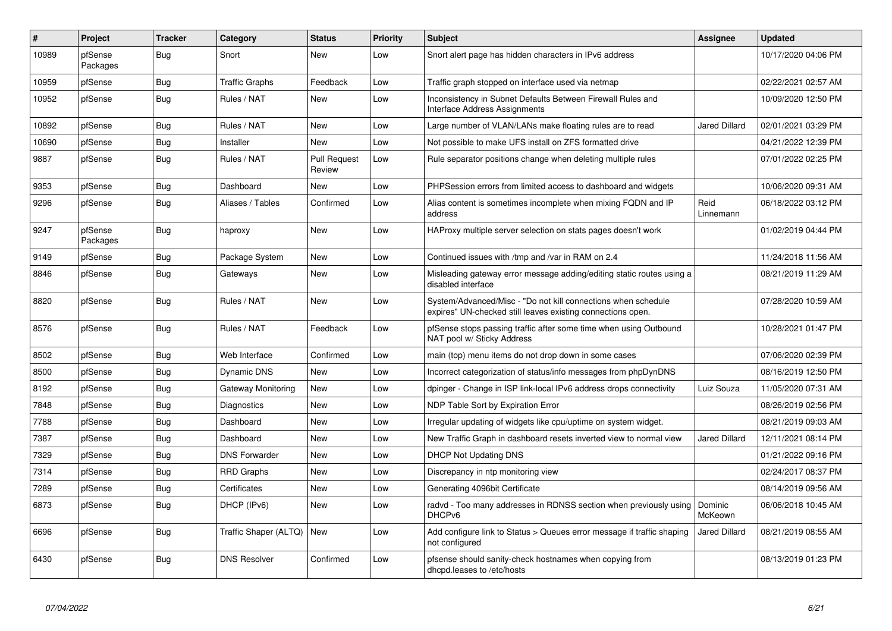| # | Project | Tracker | Category | Status | Priority | Subject | Assignee | Updated |
|---|---|---|---|---|---|---|---|---|
| 10989 | pfSense Packages | Bug | Snort | New | Low | Snort alert page has hidden characters in IPv6 address | | 10/17/2020 04:06 PM |
| 10959 | pfSense | Bug | Traffic Graphs | Feedback | Low | Traffic graph stopped on interface used via netmap | | 02/22/2021 02:57 AM |
| 10952 | pfSense | Bug | Rules / NAT | New | Low | Inconsistency in Subnet Defaults Between Firewall Rules and Interface Address Assignments | | 10/09/2020 12:50 PM |
| 10892 | pfSense | Bug | Rules / NAT | New | Low | Large number of VLAN/LANs make floating rules are to read | Jared Dillard | 02/01/2021 03:29 PM |
| 10690 | pfSense | Bug | Installer | New | Low | Not possible to make UFS install on ZFS formatted drive | | 04/21/2022 12:39 PM |
| 9887 | pfSense | Bug | Rules / NAT | Pull Request Review | Low | Rule separator positions change when deleting multiple rules | | 07/01/2022 02:25 PM |
| 9353 | pfSense | Bug | Dashboard | New | Low | PHPSession errors from limited access to dashboard and widgets | | 10/06/2020 09:31 AM |
| 9296 | pfSense | Bug | Aliases / Tables | Confirmed | Low | Alias content is sometimes incomplete when mixing FQDN and IP address | Reid Linnemann | 06/18/2022 03:12 PM |
| 9247 | pfSense Packages | Bug | haproxy | New | Low | HAProxy multiple server selection on stats pages doesn't work | | 01/02/2019 04:44 PM |
| 9149 | pfSense | Bug | Package System | New | Low | Continued issues with /tmp and /var in RAM on 2.4 | | 11/24/2018 11:56 AM |
| 8846 | pfSense | Bug | Gateways | New | Low | Misleading gateway error message adding/editing static routes using a disabled interface | | 08/21/2019 11:29 AM |
| 8820 | pfSense | Bug | Rules / NAT | New | Low | System/Advanced/Misc - "Do not kill connections when schedule expires" UN-checked still leaves existing connections open. | | 07/28/2020 10:59 AM |
| 8576 | pfSense | Bug | Rules / NAT | Feedback | Low | pfSense stops passing traffic after some time when using Outbound NAT pool w/ Sticky Address | | 10/28/2021 01:47 PM |
| 8502 | pfSense | Bug | Web Interface | Confirmed | Low | main (top) menu items do not drop down in some cases | | 07/06/2020 02:39 PM |
| 8500 | pfSense | Bug | Dynamic DNS | New | Low | Incorrect categorization of status/info messages from phpDynDNS | | 08/16/2019 12:50 PM |
| 8192 | pfSense | Bug | Gateway Monitoring | New | Low | dpinger - Change in ISP link-local IPv6 address drops connectivity | Luiz Souza | 11/05/2020 07:31 AM |
| 7848 | pfSense | Bug | Diagnostics | New | Low | NDP Table Sort by Expiration Error | | 08/26/2019 02:56 PM |
| 7788 | pfSense | Bug | Dashboard | New | Low | Irregular updating of widgets like cpu/uptime on system widget. | | 08/21/2019 09:03 AM |
| 7387 | pfSense | Bug | Dashboard | New | Low | New Traffic Graph in dashboard resets inverted view to normal view | Jared Dillard | 12/11/2021 08:14 PM |
| 7329 | pfSense | Bug | DNS Forwarder | New | Low | DHCP Not Updating DNS | | 01/21/2022 09:16 PM |
| 7314 | pfSense | Bug | RRD Graphs | New | Low | Discrepancy in ntp monitoring view | | 02/24/2017 08:37 PM |
| 7289 | pfSense | Bug | Certificates | New | Low | Generating 4096bit Certificate | | 08/14/2019 09:56 AM |
| 6873 | pfSense | Bug | DHCP (IPv6) | New | Low | radvd - Too many addresses in RDNSS section when previously using DHCPv6 | Dominic McKeown | 06/06/2018 10:45 AM |
| 6696 | pfSense | Bug | Traffic Shaper (ALTQ) | New | Low | Add configure link to Status > Queues error message if traffic shaping not configured | Jared Dillard | 08/21/2019 08:55 AM |
| 6430 | pfSense | Bug | DNS Resolver | Confirmed | Low | pfsense should sanity-check hostnames when copying from dhcpd.leases to /etc/hosts | | 08/13/2019 01:23 PM |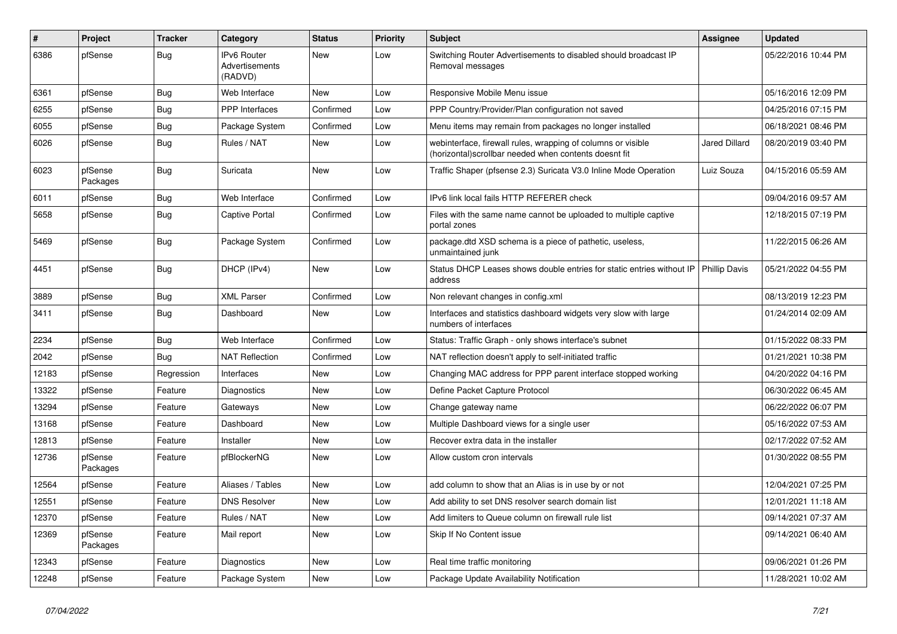| # | Project | Tracker | Category | Status | Priority | Subject | Assignee | Updated |
|---|---|---|---|---|---|---|---|---|
| 6386 | pfSense | Bug | IPv6 Router Advertisements (RADVD) | New | Low | Switching Router Advertisements to disabled should broadcast IP Removal messages | | 05/22/2016 10:44 PM |
| 6361 | pfSense | Bug | Web Interface | New | Low | Responsive Mobile Menu issue | | 05/16/2016 12:09 PM |
| 6255 | pfSense | Bug | PPP Interfaces | Confirmed | Low | PPP Country/Provider/Plan configuration not saved | | 04/25/2016 07:15 PM |
| 6055 | pfSense | Bug | Package System | Confirmed | Low | Menu items may remain from packages no longer installed | | 06/18/2021 08:46 PM |
| 6026 | pfSense | Bug | Rules / NAT | New | Low | webinterface, firewall rules, wrapping of columns or visible (horizontal)scrollbar needed when contents doesnt fit | Jared Dillard | 08/20/2019 03:40 PM |
| 6023 | pfSense Packages | Bug | Suricata | New | Low | Traffic Shaper (pfsense 2.3) Suricata V3.0 Inline Mode Operation | Luiz Souza | 04/15/2016 05:59 AM |
| 6011 | pfSense | Bug | Web Interface | Confirmed | Low | IPv6 link local fails HTTP REFERER check | | 09/04/2016 09:57 AM |
| 5658 | pfSense | Bug | Captive Portal | Confirmed | Low | Files with the same name cannot be uploaded to multiple captive portal zones | | 12/18/2015 07:19 PM |
| 5469 | pfSense | Bug | Package System | Confirmed | Low | package.dtd XSD schema is a piece of pathetic, useless, unmaintained junk | | 11/22/2015 06:26 AM |
| 4451 | pfSense | Bug | DHCP (IPv4) | New | Low | Status DHCP Leases shows double entries for static entries without IP address | Phillip Davis | 05/21/2022 04:55 PM |
| 3889 | pfSense | Bug | XML Parser | Confirmed | Low | Non relevant changes in config.xml | | 08/13/2019 12:23 PM |
| 3411 | pfSense | Bug | Dashboard | New | Low | Interfaces and statistics dashboard widgets very slow with large numbers of interfaces | | 01/24/2014 02:09 AM |
| 2234 | pfSense | Bug | Web Interface | Confirmed | Low | Status: Traffic Graph - only shows interface's subnet | | 01/15/2022 08:33 PM |
| 2042 | pfSense | Bug | NAT Reflection | Confirmed | Low | NAT reflection doesn't apply to self-initiated traffic | | 01/21/2021 10:38 PM |
| 12183 | pfSense | Regression | Interfaces | New | Low | Changing MAC address for PPP parent interface stopped working | | 04/20/2022 04:16 PM |
| 13322 | pfSense | Feature | Diagnostics | New | Low | Define Packet Capture Protocol | | 06/30/2022 06:45 AM |
| 13294 | pfSense | Feature | Gateways | New | Low | Change gateway name | | 06/22/2022 06:07 PM |
| 13168 | pfSense | Feature | Dashboard | New | Low | Multiple Dashboard views for a single user | | 05/16/2022 07:53 AM |
| 12813 | pfSense | Feature | Installer | New | Low | Recover extra data in the installer | | 02/17/2022 07:52 AM |
| 12736 | pfSense Packages | Feature | pfBlockerNG | New | Low | Allow custom cron intervals | | 01/30/2022 08:55 PM |
| 12564 | pfSense | Feature | Aliases / Tables | New | Low | add column to show that an Alias is in use by or not | | 12/04/2021 07:25 PM |
| 12551 | pfSense | Feature | DNS Resolver | New | Low | Add ability to set DNS resolver search domain list | | 12/01/2021 11:18 AM |
| 12370 | pfSense | Feature | Rules / NAT | New | Low | Add limiters to Queue column on firewall rule list | | 09/14/2021 07:37 AM |
| 12369 | pfSense Packages | Feature | Mail report | New | Low | Skip If No Content issue | | 09/14/2021 06:40 AM |
| 12343 | pfSense | Feature | Diagnostics | New | Low | Real time traffic monitoring | | 09/06/2021 01:26 PM |
| 12248 | pfSense | Feature | Package System | New | Low | Package Update Availability Notification | | 11/28/2021 10:02 AM |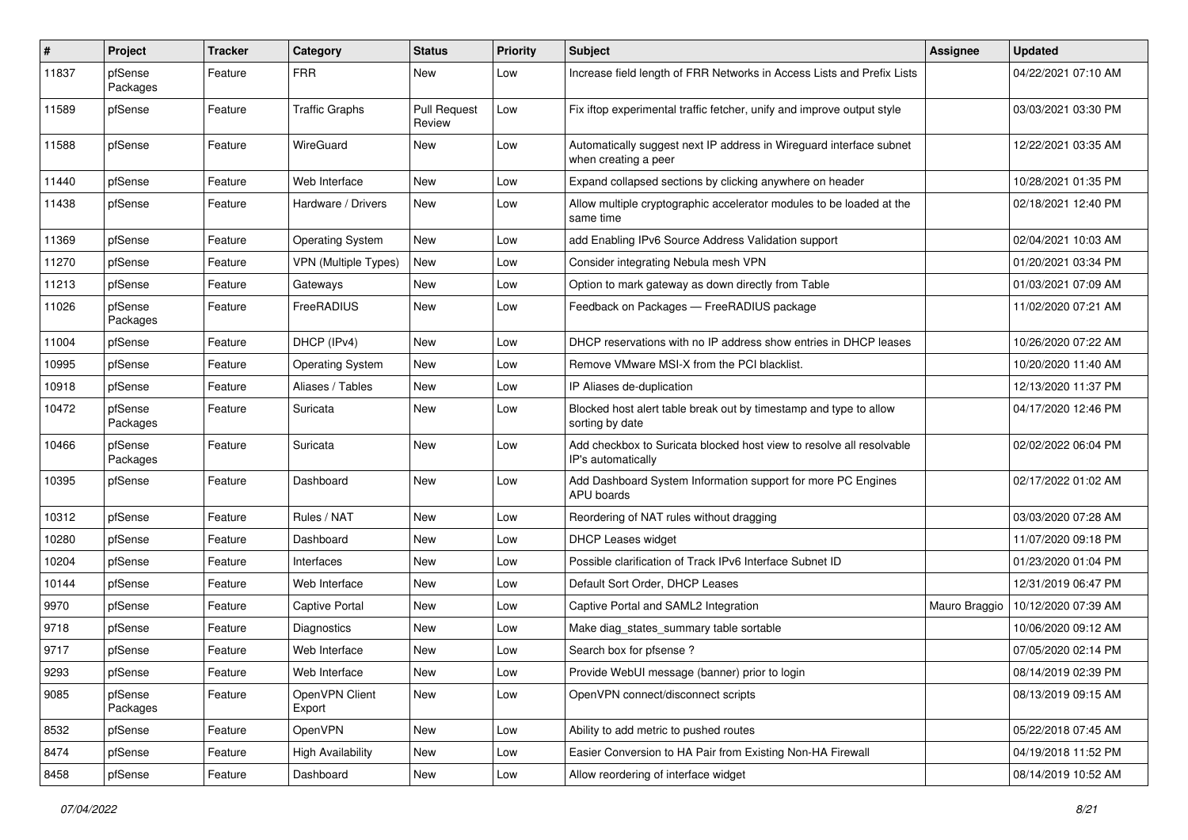| # | Project | Tracker | Category | Status | Priority | Subject | Assignee | Updated |
|---|---|---|---|---|---|---|---|---|
| 11837 | pfSense Packages | Feature | FRR | New | Low | Increase field length of FRR Networks in Access Lists and Prefix Lists | | 04/22/2021 07:10 AM |
| 11589 | pfSense | Feature | Traffic Graphs | Pull Request Review | Low | Fix iftop experimental traffic fetcher, unify and improve output style | | 03/03/2021 03:30 PM |
| 11588 | pfSense | Feature | WireGuard | New | Low | Automatically suggest next IP address in Wireguard interface subnet when creating a peer | | 12/22/2021 03:35 AM |
| 11440 | pfSense | Feature | Web Interface | New | Low | Expand collapsed sections by clicking anywhere on header | | 10/28/2021 01:35 PM |
| 11438 | pfSense | Feature | Hardware / Drivers | New | Low | Allow multiple cryptographic accelerator modules to be loaded at the same time | | 02/18/2021 12:40 PM |
| 11369 | pfSense | Feature | Operating System | New | Low | add Enabling IPv6 Source Address Validation support | | 02/04/2021 10:03 AM |
| 11270 | pfSense | Feature | VPN (Multiple Types) | New | Low | Consider integrating Nebula mesh VPN | | 01/20/2021 03:34 PM |
| 11213 | pfSense | Feature | Gateways | New | Low | Option to mark gateway as down directly from Table | | 01/03/2021 07:09 AM |
| 11026 | pfSense Packages | Feature | FreeRADIUS | New | Low | Feedback on Packages — FreeRADIUS package | | 11/02/2020 07:21 AM |
| 11004 | pfSense | Feature | DHCP (IPv4) | New | Low | DHCP reservations with no IP address show entries in DHCP leases | | 10/26/2020 07:22 AM |
| 10995 | pfSense | Feature | Operating System | New | Low | Remove VMware MSI-X from the PCI blacklist. | | 10/20/2020 11:40 AM |
| 10918 | pfSense | Feature | Aliases / Tables | New | Low | IP Aliases de-duplication | | 12/13/2020 11:37 PM |
| 10472 | pfSense Packages | Feature | Suricata | New | Low | Blocked host alert table break out by timestamp and type to allow sorting by date | | 04/17/2020 12:46 PM |
| 10466 | pfSense Packages | Feature | Suricata | New | Low | Add checkbox to Suricata blocked host view to resolve all resolvable IP's automatically | | 02/02/2022 06:04 PM |
| 10395 | pfSense | Feature | Dashboard | New | Low | Add Dashboard System Information support for more PC Engines APU boards | | 02/17/2022 01:02 AM |
| 10312 | pfSense | Feature | Rules / NAT | New | Low | Reordering of NAT rules without dragging | | 03/03/2020 07:28 AM |
| 10280 | pfSense | Feature | Dashboard | New | Low | DHCP Leases widget | | 11/07/2020 09:18 PM |
| 10204 | pfSense | Feature | Interfaces | New | Low | Possible clarification of Track IPv6 Interface Subnet ID | | 01/23/2020 01:04 PM |
| 10144 | pfSense | Feature | Web Interface | New | Low | Default Sort Order, DHCP Leases | | 12/31/2019 06:47 PM |
| 9970 | pfSense | Feature | Captive Portal | New | Low | Captive Portal and SAML2 Integration | Mauro Braggio | 10/12/2020 07:39 AM |
| 9718 | pfSense | Feature | Diagnostics | New | Low | Make diag_states_summary table sortable | | 10/06/2020 09:12 AM |
| 9717 | pfSense | Feature | Web Interface | New | Low | Search box for pfsense ? | | 07/05/2020 02:14 PM |
| 9293 | pfSense | Feature | Web Interface | New | Low | Provide WebUI message (banner) prior to login | | 08/14/2019 02:39 PM |
| 9085 | pfSense Packages | Feature | OpenVPN Client Export | New | Low | OpenVPN connect/disconnect scripts | | 08/13/2019 09:15 AM |
| 8532 | pfSense | Feature | OpenVPN | New | Low | Ability to add metric to pushed routes | | 05/22/2018 07:45 AM |
| 8474 | pfSense | Feature | High Availability | New | Low | Easier Conversion to HA Pair from Existing Non-HA Firewall | | 04/19/2018 11:52 PM |
| 8458 | pfSense | Feature | Dashboard | New | Low | Allow reordering of interface widget | | 08/14/2019 10:52 AM |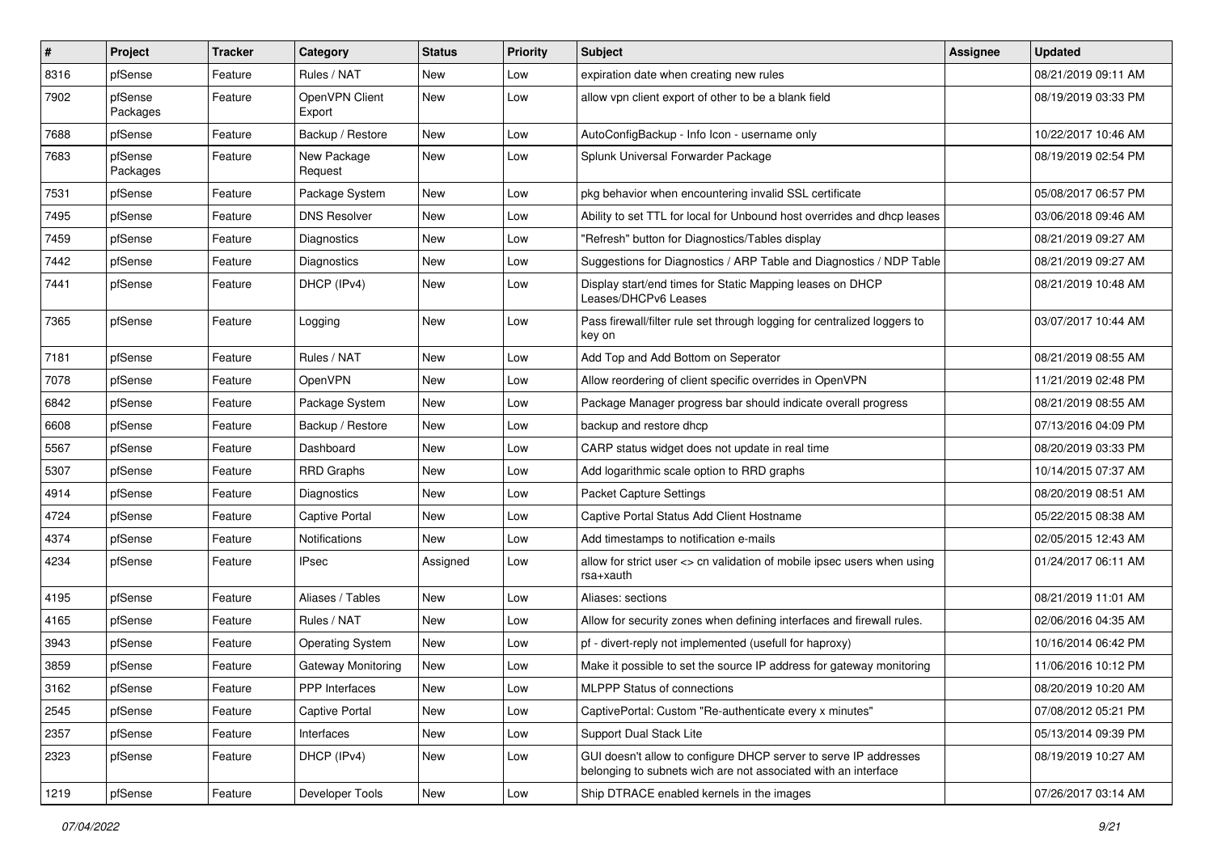| # | Project | Tracker | Category | Status | Priority | Subject | Assignee | Updated |
|---|---|---|---|---|---|---|---|---|
| 8316 | pfSense | Feature | Rules / NAT | New | Low | expiration date when creating new rules | | 08/21/2019 09:11 AM |
| 7902 | pfSense Packages | Feature | OpenVPN Client Export | New | Low | allow vpn client export of other to be a blank field | | 08/19/2019 03:33 PM |
| 7688 | pfSense | Feature | Backup / Restore | New | Low | AutoConfigBackup - Info Icon - username only | | 10/22/2017 10:46 AM |
| 7683 | pfSense Packages | Feature | New Package Request | New | Low | Splunk Universal Forwarder Package | | 08/19/2019 02:54 PM |
| 7531 | pfSense | Feature | Package System | New | Low | pkg behavior when encountering invalid SSL certificate | | 05/08/2017 06:57 PM |
| 7495 | pfSense | Feature | DNS Resolver | New | Low | Ability to set TTL for local for Unbound host overrides and dhcp leases | | 03/06/2018 09:46 AM |
| 7459 | pfSense | Feature | Diagnostics | New | Low | "Refresh" button for Diagnostics/Tables display | | 08/21/2019 09:27 AM |
| 7442 | pfSense | Feature | Diagnostics | New | Low | Suggestions for Diagnostics / ARP Table and Diagnostics / NDP Table | | 08/21/2019 09:27 AM |
| 7441 | pfSense | Feature | DHCP (IPv4) | New | Low | Display start/end times for Static Mapping leases on DHCP Leases/DHCPv6 Leases | | 08/21/2019 10:48 AM |
| 7365 | pfSense | Feature | Logging | New | Low | Pass firewall/filter rule set through logging for centralized loggers to key on | | 03/07/2017 10:44 AM |
| 7181 | pfSense | Feature | Rules / NAT | New | Low | Add Top and Add Bottom on Seperator | | 08/21/2019 08:55 AM |
| 7078 | pfSense | Feature | OpenVPN | New | Low | Allow reordering of client specific overrides in OpenVPN | | 11/21/2019 02:48 PM |
| 6842 | pfSense | Feature | Package System | New | Low | Package Manager progress bar should indicate overall progress | | 08/21/2019 08:55 AM |
| 6608 | pfSense | Feature | Backup / Restore | New | Low | backup and restore dhcp | | 07/13/2016 04:09 PM |
| 5567 | pfSense | Feature | Dashboard | New | Low | CARP status widget does not update in real time | | 08/20/2019 03:33 PM |
| 5307 | pfSense | Feature | RRD Graphs | New | Low | Add logarithmic scale option to RRD graphs | | 10/14/2015 07:37 AM |
| 4914 | pfSense | Feature | Diagnostics | New | Low | Packet Capture Settings | | 08/20/2019 08:51 AM |
| 4724 | pfSense | Feature | Captive Portal | New | Low | Captive Portal Status Add Client Hostname | | 05/22/2015 08:38 AM |
| 4374 | pfSense | Feature | Notifications | New | Low | Add timestamps to notification e-mails | | 02/05/2015 12:43 AM |
| 4234 | pfSense | Feature | IPsec | Assigned | Low | allow for strict user <> cn validation of mobile ipsec users when using rsa+xauth | | 01/24/2017 06:11 AM |
| 4195 | pfSense | Feature | Aliases / Tables | New | Low | Aliases: sections | | 08/21/2019 11:01 AM |
| 4165 | pfSense | Feature | Rules / NAT | New | Low | Allow for security zones when defining interfaces and firewall rules. | | 02/06/2016 04:35 AM |
| 3943 | pfSense | Feature | Operating System | New | Low | pf - divert-reply not implemented (usefull for haproxy) | | 10/16/2014 06:42 PM |
| 3859 | pfSense | Feature | Gateway Monitoring | New | Low | Make it possible to set the source IP address for gateway monitoring | | 11/06/2016 10:12 PM |
| 3162 | pfSense | Feature | PPP Interfaces | New | Low | MLPPP Status of connections | | 08/20/2019 10:20 AM |
| 2545 | pfSense | Feature | Captive Portal | New | Low | CaptivePortal: Custom "Re-authenticate every x minutes" | | 07/08/2012 05:21 PM |
| 2357 | pfSense | Feature | Interfaces | New | Low | Support Dual Stack Lite | | 05/13/2014 09:39 PM |
| 2323 | pfSense | Feature | DHCP (IPv4) | New | Low | GUI doesn't allow to configure DHCP server to serve IP addresses belonging to subnets wich are not associated with an interface | | 08/19/2019 10:27 AM |
| 1219 | pfSense | Feature | Developer Tools | New | Low | Ship DTRACE enabled kernels in the images | | 07/26/2017 03:14 AM |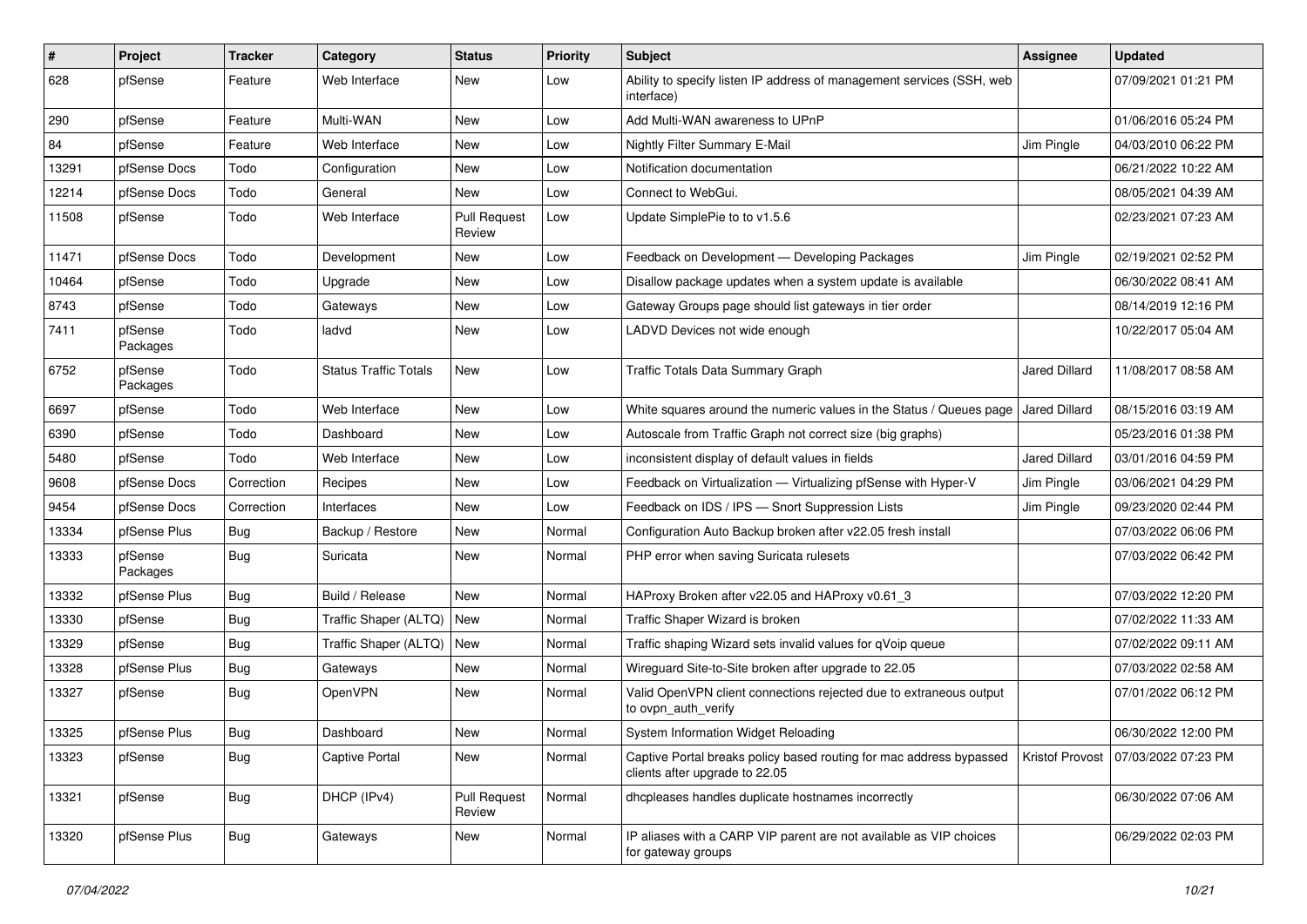| # | Project | Tracker | Category | Status | Priority | Subject | Assignee | Updated |
|---|---|---|---|---|---|---|---|---|
| 628 | pfSense | Feature | Web Interface | New | Low | Ability to specify listen IP address of management services (SSH, web interface) | | 07/09/2021 01:21 PM |
| 290 | pfSense | Feature | Multi-WAN | New | Low | Add Multi-WAN awareness to UPnP | | 01/06/2016 05:24 PM |
| 84 | pfSense | Feature | Web Interface | New | Low | Nightly Filter Summary E-Mail | Jim Pingle | 04/03/2010 06:22 PM |
| 13291 | pfSense Docs | Todo | Configuration | New | Low | Notification documentation | | 06/21/2022 10:22 AM |
| 12214 | pfSense Docs | Todo | General | New | Low | Connect to WebGui. | | 08/05/2021 04:39 AM |
| 11508 | pfSense | Todo | Web Interface | Pull Request Review | Low | Update SimplePie to to v1.5.6 | | 02/23/2021 07:23 AM |
| 11471 | pfSense Docs | Todo | Development | New | Low | Feedback on Development — Developing Packages | Jim Pingle | 02/19/2021 02:52 PM |
| 10464 | pfSense | Todo | Upgrade | New | Low | Disallow package updates when a system update is available | | 06/30/2022 08:41 AM |
| 8743 | pfSense | Todo | Gateways | New | Low | Gateway Groups page should list gateways in tier order | | 08/14/2019 12:16 PM |
| 7411 | pfSense Packages | Todo | ladvd | New | Low | LADVD Devices not wide enough | | 10/22/2017 05:04 AM |
| 6752 | pfSense Packages | Todo | Status Traffic Totals | New | Low | Traffic Totals Data Summary Graph | Jared Dillard | 11/08/2017 08:58 AM |
| 6697 | pfSense | Todo | Web Interface | New | Low | White squares around the numeric values in the Status / Queues page | Jared Dillard | 08/15/2016 03:19 AM |
| 6390 | pfSense | Todo | Dashboard | New | Low | Autoscale from Traffic Graph not correct size (big graphs) | | 05/23/2016 01:38 PM |
| 5480 | pfSense | Todo | Web Interface | New | Low | inconsistent display of default values in fields | Jared Dillard | 03/01/2016 04:59 PM |
| 9608 | pfSense Docs | Correction | Recipes | New | Low | Feedback on Virtualization — Virtualizing pfSense with Hyper-V | Jim Pingle | 03/06/2021 04:29 PM |
| 9454 | pfSense Docs | Correction | Interfaces | New | Low | Feedback on IDS / IPS — Snort Suppression Lists | Jim Pingle | 09/23/2020 02:44 PM |
| 13334 | pfSense Plus | Bug | Backup / Restore | New | Normal | Configuration Auto Backup broken after v22.05 fresh install | | 07/03/2022 06:06 PM |
| 13333 | pfSense Packages | Bug | Suricata | New | Normal | PHP error when saving Suricata rulesets | | 07/03/2022 06:42 PM |
| 13332 | pfSense Plus | Bug | Build / Release | New | Normal | HAProxy Broken after v22.05 and HAProxy v0.61_3 | | 07/03/2022 12:20 PM |
| 13330 | pfSense | Bug | Traffic Shaper (ALTQ) | New | Normal | Traffic Shaper Wizard is broken | | 07/02/2022 11:33 AM |
| 13329 | pfSense | Bug | Traffic Shaper (ALTQ) | New | Normal | Traffic shaping Wizard sets invalid values for qVoip queue | | 07/02/2022 09:11 AM |
| 13328 | pfSense Plus | Bug | Gateways | New | Normal | Wireguard Site-to-Site broken after upgrade to 22.05 | | 07/03/2022 02:58 AM |
| 13327 | pfSense | Bug | OpenVPN | New | Normal | Valid OpenVPN client connections rejected due to extraneous output to ovpn_auth_verify | | 07/01/2022 06:12 PM |
| 13325 | pfSense Plus | Bug | Dashboard | New | Normal | System Information Widget Reloading | | 06/30/2022 12:00 PM |
| 13323 | pfSense | Bug | Captive Portal | New | Normal | Captive Portal breaks policy based routing for mac address bypassed clients after upgrade to 22.05 | Kristof Provost | 07/03/2022 07:23 PM |
| 13321 | pfSense | Bug | DHCP (IPv4) | Pull Request Review | Normal | dhcpleases handles duplicate hostnames incorrectly | | 06/30/2022 07:06 AM |
| 13320 | pfSense Plus | Bug | Gateways | New | Normal | IP aliases with a CARP VIP parent are not available as VIP choices for gateway groups | | 06/29/2022 02:03 PM |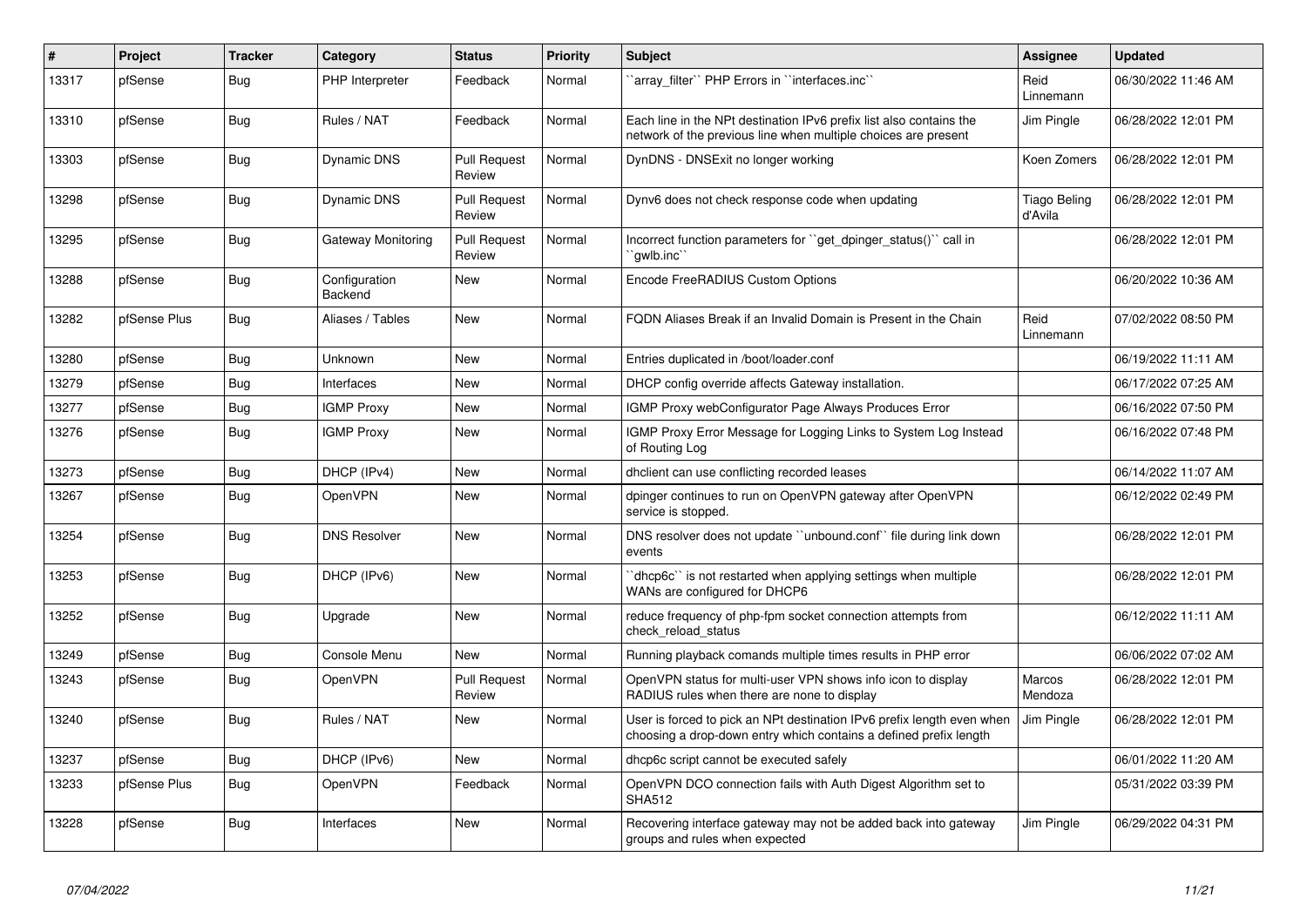| # | Project | Tracker | Category | Status | Priority | Subject | Assignee | Updated |
|---|---|---|---|---|---|---|---|---|
| 13317 | pfSense | Bug | PHP Interpreter | Feedback | Normal | ``array_filter`` PHP Errors in ``interfaces.inc`` | Reid Linnemann | 06/30/2022 11:46 AM |
| 13310 | pfSense | Bug | Rules / NAT | Feedback | Normal | Each line in the NPt destination IPv6 prefix list also contains the network of the previous line when multiple choices are present | Jim Pingle | 06/28/2022 12:01 PM |
| 13303 | pfSense | Bug | Dynamic DNS | Pull Request Review | Normal | DynDNS - DNSExit no longer working | Koen Zomers | 06/28/2022 12:01 PM |
| 13298 | pfSense | Bug | Dynamic DNS | Pull Request Review | Normal | Dynv6 does not check response code when updating | Tiago Beling d'Avila | 06/28/2022 12:01 PM |
| 13295 | pfSense | Bug | Gateway Monitoring | Pull Request Review | Normal | Incorrect function parameters for ``get_dpinger_status()`` call in ``gwlb.inc`` | | 06/28/2022 12:01 PM |
| 13288 | pfSense | Bug | Configuration Backend | New | Normal | Encode FreeRADIUS Custom Options | | 06/20/2022 10:36 AM |
| 13282 | pfSense Plus | Bug | Aliases / Tables | New | Normal | FQDN Aliases Break if an Invalid Domain is Present in the Chain | Reid Linnemann | 07/02/2022 08:50 PM |
| 13280 | pfSense | Bug | Unknown | New | Normal | Entries duplicated in /boot/loader.conf | | 06/19/2022 11:11 AM |
| 13279 | pfSense | Bug | Interfaces | New | Normal | DHCP config override affects Gateway installation. | | 06/17/2022 07:25 AM |
| 13277 | pfSense | Bug | IGMP Proxy | New | Normal | IGMP Proxy webConfigurator Page Always Produces Error | | 06/16/2022 07:50 PM |
| 13276 | pfSense | Bug | IGMP Proxy | New | Normal | IGMP Proxy Error Message for Logging Links to System Log Instead of Routing Log | | 06/16/2022 07:48 PM |
| 13273 | pfSense | Bug | DHCP (IPv4) | New | Normal | dhclient can use conflicting recorded leases | | 06/14/2022 11:07 AM |
| 13267 | pfSense | Bug | OpenVPN | New | Normal | dpinger continues to run on OpenVPN gateway after OpenVPN service is stopped. | | 06/12/2022 02:49 PM |
| 13254 | pfSense | Bug | DNS Resolver | New | Normal | DNS resolver does not update ``unbound.conf`` file during link down events | | 06/28/2022 12:01 PM |
| 13253 | pfSense | Bug | DHCP (IPv6) | New | Normal | ``dhcp6c`` is not restarted when applying settings when multiple WANs are configured for DHCP6 | | 06/28/2022 12:01 PM |
| 13252 | pfSense | Bug | Upgrade | New | Normal | reduce frequency of php-fpm socket connection attempts from check_reload_status | | 06/12/2022 11:11 AM |
| 13249 | pfSense | Bug | Console Menu | New | Normal | Running playback comands multiple times results in PHP error | | 06/06/2022 07:02 AM |
| 13243 | pfSense | Bug | OpenVPN | Pull Request Review | Normal | OpenVPN status for multi-user VPN shows info icon to display RADIUS rules when there are none to display | Marcos Mendoza | 06/28/2022 12:01 PM |
| 13240 | pfSense | Bug | Rules / NAT | New | Normal | User is forced to pick an NPt destination IPv6 prefix length even when choosing a drop-down entry which contains a defined prefix length | Jim Pingle | 06/28/2022 12:01 PM |
| 13237 | pfSense | Bug | DHCP (IPv6) | New | Normal | dhcp6c script cannot be executed safely | | 06/01/2022 11:20 AM |
| 13233 | pfSense Plus | Bug | OpenVPN | Feedback | Normal | OpenVPN DCO connection fails with Auth Digest Algorithm set to SHA512 | | 05/31/2022 03:39 PM |
| 13228 | pfSense | Bug | Interfaces | New | Normal | Recovering interface gateway may not be added back into gateway groups and rules when expected | Jim Pingle | 06/29/2022 04:31 PM |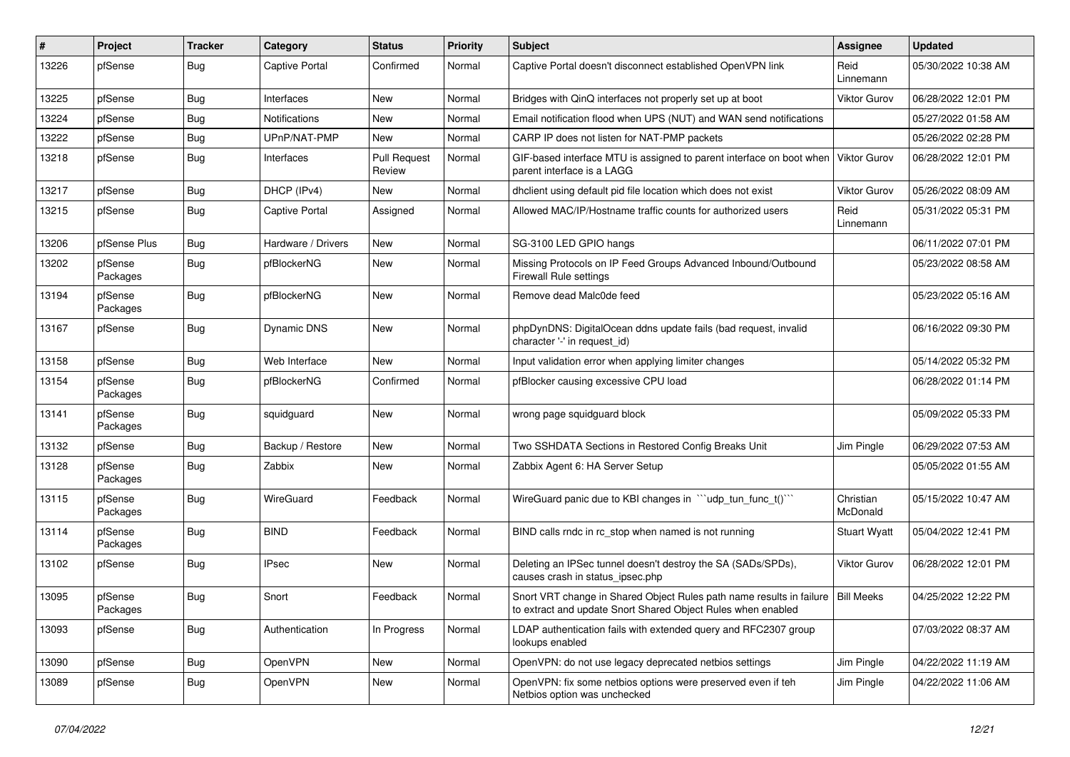| # | Project | Tracker | Category | Status | Priority | Subject | Assignee | Updated |
|---|---|---|---|---|---|---|---|---|
| 13226 | pfSense | Bug | Captive Portal | Confirmed | Normal | Captive Portal doesn't disconnect established OpenVPN link | Reid Linnemann | 05/30/2022 10:38 AM |
| 13225 | pfSense | Bug | Interfaces | New | Normal | Bridges with QinQ interfaces not properly set up at boot | Viktor Gurov | 06/28/2022 12:01 PM |
| 13224 | pfSense | Bug | Notifications | New | Normal | Email notification flood when UPS (NUT) and WAN send notifications | | 05/27/2022 01:58 AM |
| 13222 | pfSense | Bug | UPnP/NAT-PMP | New | Normal | CARP IP does not listen for NAT-PMP packets | | 05/26/2022 02:28 PM |
| 13218 | pfSense | Bug | Interfaces | Pull Request Review | Normal | GIF-based interface MTU is assigned to parent interface on boot when parent interface is a LAGG | Viktor Gurov | 06/28/2022 12:01 PM |
| 13217 | pfSense | Bug | DHCP (IPv4) | New | Normal | dhclient using default pid file location which does not exist | Viktor Gurov | 05/26/2022 08:09 AM |
| 13215 | pfSense | Bug | Captive Portal | Assigned | Normal | Allowed MAC/IP/Hostname traffic counts for authorized users | Reid Linnemann | 05/31/2022 05:31 PM |
| 13206 | pfSense Plus | Bug | Hardware / Drivers | New | Normal | SG-3100 LED GPIO hangs | | 06/11/2022 07:01 PM |
| 13202 | pfSense Packages | Bug | pfBlockerNG | New | Normal | Missing Protocols on IP Feed Groups Advanced Inbound/Outbound Firewall Rule settings | | 05/23/2022 08:58 AM |
| 13194 | pfSense Packages | Bug | pfBlockerNG | New | Normal | Remove dead Malc0de feed | | 05/23/2022 05:16 AM |
| 13167 | pfSense | Bug | Dynamic DNS | New | Normal | phpDynDNS: DigitalOcean ddns update fails (bad request, invalid character '-' in request_id) | | 06/16/2022 09:30 PM |
| 13158 | pfSense | Bug | Web Interface | New | Normal | Input validation error when applying limiter changes | | 05/14/2022 05:32 PM |
| 13154 | pfSense Packages | Bug | pfBlockerNG | Confirmed | Normal | pfBlocker causing excessive CPU load | | 06/28/2022 01:14 PM |
| 13141 | pfSense Packages | Bug | squidguard | New | Normal | wrong page squidguard block | | 05/09/2022 05:33 PM |
| 13132 | pfSense | Bug | Backup / Restore | New | Normal | Two SSHDATA Sections in Restored Config Breaks Unit | Jim Pingle | 06/29/2022 07:53 AM |
| 13128 | pfSense Packages | Bug | Zabbix | New | Normal | Zabbix Agent 6: HA Server Setup | | 05/05/2022 01:55 AM |
| 13115 | pfSense Packages | Bug | WireGuard | Feedback | Normal | WireGuard panic due to KBI changes in ```udp_tun_func_t()``` | Christian McDonald | 05/15/2022 10:47 AM |
| 13114 | pfSense Packages | Bug | BIND | Feedback | Normal | BIND calls rndc in rc_stop when named is not running | Stuart Wyatt | 05/04/2022 12:41 PM |
| 13102 | pfSense | Bug | IPsec | New | Normal | Deleting an IPSec tunnel doesn't destroy the SA (SADs/SPDs), causes crash in status_ipsec.php | Viktor Gurov | 06/28/2022 12:01 PM |
| 13095 | pfSense Packages | Bug | Snort | Feedback | Normal | Snort VRT change in Shared Object Rules path name results in failure to extract and update Snort Shared Object Rules when enabled | Bill Meeks | 04/25/2022 12:22 PM |
| 13093 | pfSense | Bug | Authentication | In Progress | Normal | LDAP authentication fails with extended query and RFC2307 group lookups enabled | | 07/03/2022 08:37 AM |
| 13090 | pfSense | Bug | OpenVPN | New | Normal | OpenVPN: do not use legacy deprecated netbios settings | Jim Pingle | 04/22/2022 11:19 AM |
| 13089 | pfSense | Bug | OpenVPN | New | Normal | OpenVPN: fix some netbios options were preserved even if teh Netbios option was unchecked | Jim Pingle | 04/22/2022 11:06 AM |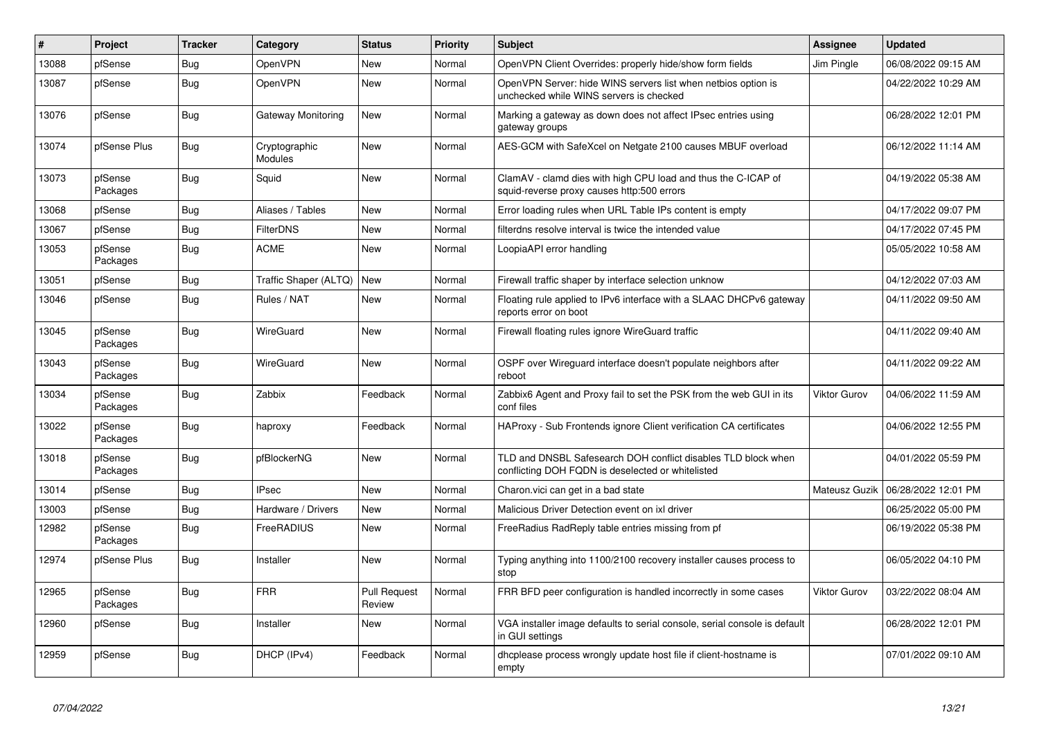| # | Project | Tracker | Category | Status | Priority | Subject | Assignee | Updated |
|---|---|---|---|---|---|---|---|---|
| 13088 | pfSense | Bug | OpenVPN | New | Normal | OpenVPN Client Overrides: properly hide/show form fields | Jim Pingle | 06/08/2022 09:15 AM |
| 13087 | pfSense | Bug | OpenVPN | New | Normal | OpenVPN Server: hide WINS servers list when netbios option is unchecked while WINS servers is checked | | 04/22/2022 10:29 AM |
| 13076 | pfSense | Bug | Gateway Monitoring | New | Normal | Marking a gateway as down does not affect IPsec entries using gateway groups | | 06/28/2022 12:01 PM |
| 13074 | pfSense Plus | Bug | Cryptographic Modules | New | Normal | AES-GCM with SafeXcel on Netgate 2100 causes MBUF overload | | 06/12/2022 11:14 AM |
| 13073 | pfSense Packages | Bug | Squid | New | Normal | ClamAV - clamd dies with high CPU load and thus the C-ICAP of squid-reverse proxy causes http:500 errors | | 04/19/2022 05:38 AM |
| 13068 | pfSense | Bug | Aliases / Tables | New | Normal | Error loading rules when URL Table IPs content is empty | | 04/17/2022 09:07 PM |
| 13067 | pfSense | Bug | FilterDNS | New | Normal | filterdns resolve interval is twice the intended value | | 04/17/2022 07:45 PM |
| 13053 | pfSense Packages | Bug | ACME | New | Normal | LoopiaAPI error handling | | 05/05/2022 10:58 AM |
| 13051 | pfSense | Bug | Traffic Shaper (ALTQ) | New | Normal | Firewall traffic shaper by interface selection unknow | | 04/12/2022 07:03 AM |
| 13046 | pfSense | Bug | Rules / NAT | New | Normal | Floating rule applied to IPv6 interface with a SLAAC DHCPv6 gateway reports error on boot | | 04/11/2022 09:50 AM |
| 13045 | pfSense Packages | Bug | WireGuard | New | Normal | Firewall floating rules ignore WireGuard traffic | | 04/11/2022 09:40 AM |
| 13043 | pfSense Packages | Bug | WireGuard | New | Normal | OSPF over Wireguard interface doesn't populate neighbors after reboot | | 04/11/2022 09:22 AM |
| 13034 | pfSense Packages | Bug | Zabbix | Feedback | Normal | Zabbix6 Agent and Proxy fail to set the PSK from the web GUI in its conf files | Viktor Gurov | 04/06/2022 11:59 AM |
| 13022 | pfSense Packages | Bug | haproxy | Feedback | Normal | HAProxy - Sub Frontends ignore Client verification CA certificates | | 04/06/2022 12:55 PM |
| 13018 | pfSense Packages | Bug | pfBlockerNG | New | Normal | TLD and DNSBL Safesearch DOH conflict disables TLD block when conflicting DOH FQDN is deselected or whitelisted | | 04/01/2022 05:59 PM |
| 13014 | pfSense | Bug | IPsec | New | Normal | Charon.vici can get in a bad state | Mateusz Guzik | 06/28/2022 12:01 PM |
| 13003 | pfSense | Bug | Hardware / Drivers | New | Normal | Malicious Driver Detection event on ixl driver | | 06/25/2022 05:00 PM |
| 12982 | pfSense Packages | Bug | FreeRADIUS | New | Normal | FreeRadius RadReply table entries missing from pf | | 06/19/2022 05:38 PM |
| 12974 | pfSense Plus | Bug | Installer | New | Normal | Typing anything into 1100/2100 recovery installer causes process to stop | | 06/05/2022 04:10 PM |
| 12965 | pfSense Packages | Bug | FRR | Pull Request Review | Normal | FRR BFD peer configuration is handled incorrectly in some cases | Viktor Gurov | 03/22/2022 08:04 AM |
| 12960 | pfSense | Bug | Installer | New | Normal | VGA installer image defaults to serial console, serial console is default in GUI settings | | 06/28/2022 12:01 PM |
| 12959 | pfSense | Bug | DHCP (IPv4) | Feedback | Normal | dhcplease process wrongly update host file if client-hostname is empty | | 07/01/2022 09:10 AM |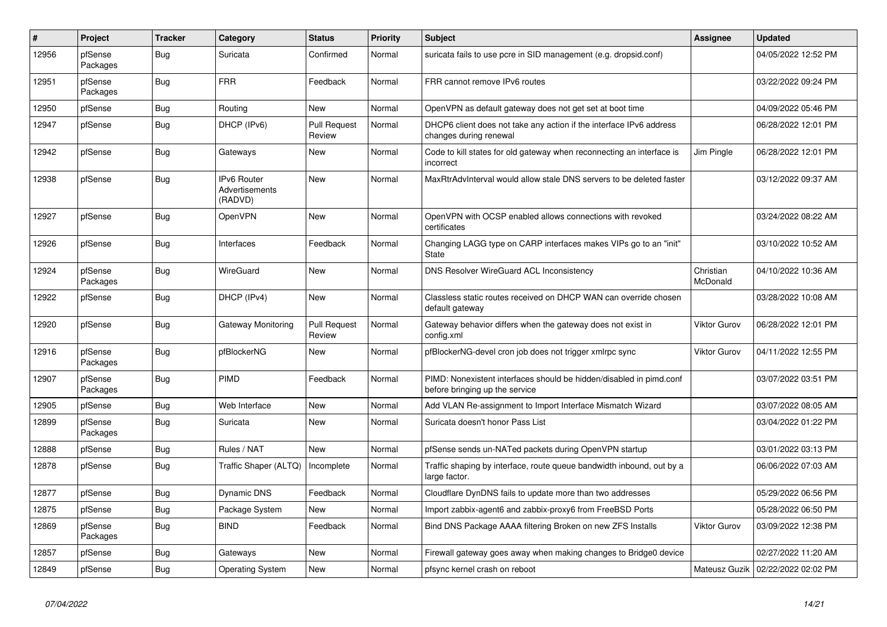| # | Project | Tracker | Category | Status | Priority | Subject | Assignee | Updated |
| --- | --- | --- | --- | --- | --- | --- | --- | --- |
| 12956 | pfSense Packages | Bug | Suricata | Confirmed | Normal | suricata fails to use pcre in SID management (e.g. dropsid.conf) | | 04/05/2022 12:52 PM |
| 12951 | pfSense Packages | Bug | FRR | Feedback | Normal | FRR cannot remove IPv6 routes | | 03/22/2022 09:24 PM |
| 12950 | pfSense | Bug | Routing | New | Normal | OpenVPN as default gateway does not get set at boot time | | 04/09/2022 05:46 PM |
| 12947 | pfSense | Bug | DHCP (IPv6) | Pull Request Review | Normal | DHCP6 client does not take any action if the interface IPv6 address changes during renewal | | 06/28/2022 12:01 PM |
| 12942 | pfSense | Bug | Gateways | New | Normal | Code to kill states for old gateway when reconnecting an interface is incorrect | Jim Pingle | 06/28/2022 12:01 PM |
| 12938 | pfSense | Bug | IPv6 Router Advertisements (RADVD) | New | Normal | MaxRtrAdvInterval would allow stale DNS servers to be deleted faster | | 03/12/2022 09:37 AM |
| 12927 | pfSense | Bug | OpenVPN | New | Normal | OpenVPN with OCSP enabled allows connections with revoked certificates | | 03/24/2022 08:22 AM |
| 12926 | pfSense | Bug | Interfaces | Feedback | Normal | Changing LAGG type on CARP interfaces makes VIPs go to an "init" State | | 03/10/2022 10:52 AM |
| 12924 | pfSense Packages | Bug | WireGuard | New | Normal | DNS Resolver WireGuard ACL Inconsistency | Christian McDonald | 04/10/2022 10:36 AM |
| 12922 | pfSense | Bug | DHCP (IPv4) | New | Normal | Classless static routes received on DHCP WAN can override chosen default gateway | | 03/28/2022 10:08 AM |
| 12920 | pfSense | Bug | Gateway Monitoring | Pull Request Review | Normal | Gateway behavior differs when the gateway does not exist in config.xml | Viktor Gurov | 06/28/2022 12:01 PM |
| 12916 | pfSense Packages | Bug | pfBlockerNG | New | Normal | pfBlockerNG-devel cron job does not trigger xmlrpc sync | Viktor Gurov | 04/11/2022 12:55 PM |
| 12907 | pfSense Packages | Bug | PIMD | Feedback | Normal | PIMD: Nonexistent interfaces should be hidden/disabled in pimd.conf before bringing up the service | | 03/07/2022 03:51 PM |
| 12905 | pfSense | Bug | Web Interface | New | Normal | Add VLAN Re-assignment to Import Interface Mismatch Wizard | | 03/07/2022 08:05 AM |
| 12899 | pfSense Packages | Bug | Suricata | New | Normal | Suricata doesn't honor Pass List | | 03/04/2022 01:22 PM |
| 12888 | pfSense | Bug | Rules / NAT | New | Normal | pfSense sends un-NATed packets during OpenVPN startup | | 03/01/2022 03:13 PM |
| 12878 | pfSense | Bug | Traffic Shaper (ALTQ) | Incomplete | Normal | Traffic shaping by interface, route queue bandwidth inbound, out by a large factor. | | 06/06/2022 07:03 AM |
| 12877 | pfSense | Bug | Dynamic DNS | Feedback | Normal | Cloudflare DynDNS fails to update more than two addresses | | 05/29/2022 06:56 PM |
| 12875 | pfSense | Bug | Package System | New | Normal | Import zabbix-agent6 and zabbix-proxy6 from FreeBSD Ports | | 05/28/2022 06:50 PM |
| 12869 | pfSense Packages | Bug | BIND | Feedback | Normal | Bind DNS Package AAAA filtering Broken on new ZFS Installs | Viktor Gurov | 03/09/2022 12:38 PM |
| 12857 | pfSense | Bug | Gateways | New | Normal | Firewall gateway goes away when making changes to Bridge0 device | | 02/27/2022 11:20 AM |
| 12849 | pfSense | Bug | Operating System | New | Normal | pfsync kernel crash on reboot | Mateusz Guzik | 02/22/2022 02:02 PM |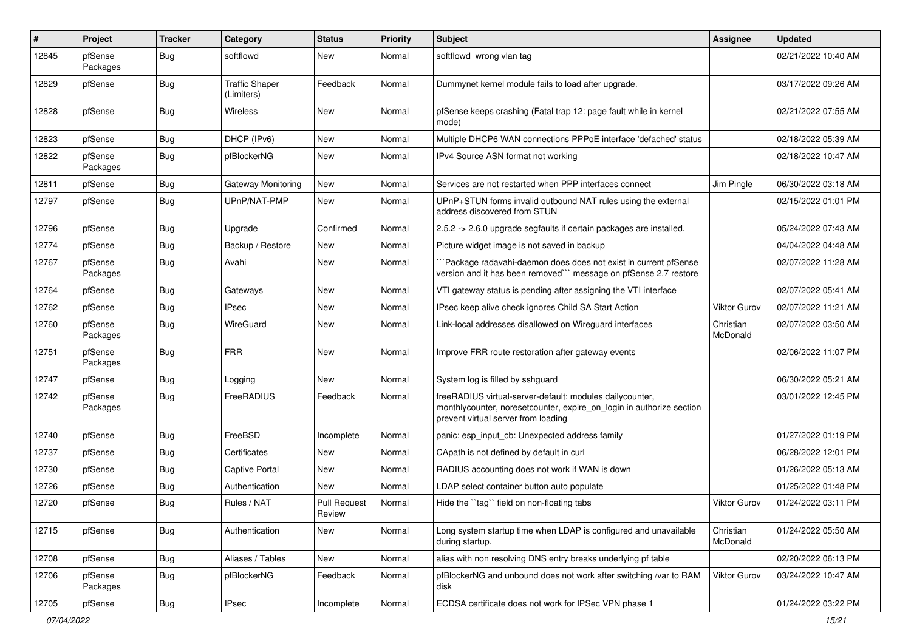| # | Project | Tracker | Category | Status | Priority | Subject | Assignee | Updated |
|---|---|---|---|---|---|---|---|---|
| 12845 | pfSense Packages | Bug | softflowd | New | Normal | softflowd  wrong vlan tag | | 02/21/2022 10:40 AM |
| 12829 | pfSense | Bug | Traffic Shaper (Limiters) | Feedback | Normal | Dummynet kernel module fails to load after upgrade. | | 03/17/2022 09:26 AM |
| 12828 | pfSense | Bug | Wireless | New | Normal | pfSense keeps crashing (Fatal trap 12: page fault while in kernel mode) | | 02/21/2022 07:55 AM |
| 12823 | pfSense | Bug | DHCP (IPv6) | New | Normal | Multiple DHCP6 WAN connections PPPoE interface 'defached' status | | 02/18/2022 05:39 AM |
| 12822 | pfSense Packages | Bug | pfBlockerNG | New | Normal | IPv4 Source ASN format not working | | 02/18/2022 10:47 AM |
| 12811 | pfSense | Bug | Gateway Monitoring | New | Normal | Services are not restarted when PPP interfaces connect | Jim Pingle | 06/30/2022 03:18 AM |
| 12797 | pfSense | Bug | UPnP/NAT-PMP | New | Normal | UPnP+STUN forms invalid outbound NAT rules using the external address discovered from STUN | | 02/15/2022 01:01 PM |
| 12796 | pfSense | Bug | Upgrade | Confirmed | Normal | 2.5.2 -> 2.6.0 upgrade segfaults if certain packages are installed. | | 05/24/2022 07:43 AM |
| 12774 | pfSense | Bug | Backup / Restore | New | Normal | Picture widget image is not saved in backup | | 04/04/2022 04:48 AM |
| 12767 | pfSense Packages | Bug | Avahi | New | Normal | ```Package radavahi-daemon does does not exist in current pfSense version and it has been removed``` message on pfSense 2.7 restore | | 02/07/2022 11:28 AM |
| 12764 | pfSense | Bug | Gateways | New | Normal | VTI gateway status is pending after assigning the VTI interface | | 02/07/2022 05:41 AM |
| 12762 | pfSense | Bug | IPsec | New | Normal | IPsec keep alive check ignores Child SA Start Action | Viktor Gurov | 02/07/2022 11:21 AM |
| 12760 | pfSense Packages | Bug | WireGuard | New | Normal | Link-local addresses disallowed on Wireguard interfaces | Christian McDonald | 02/07/2022 03:50 AM |
| 12751 | pfSense Packages | Bug | FRR | New | Normal | Improve FRR route restoration after gateway events | | 02/06/2022 11:07 PM |
| 12747 | pfSense | Bug | Logging | New | Normal | System log is filled by sshguard | | 06/30/2022 05:21 AM |
| 12742 | pfSense Packages | Bug | FreeRADIUS | Feedback | Normal | freeRADIUS virtual-server-default: modules dailycounter, monthlycounter, noresetcounter, expire_on_login in authorize section prevent virtual server from loading | | 03/01/2022 12:45 PM |
| 12740 | pfSense | Bug | FreeBSD | Incomplete | Normal | panic: esp_input_cb: Unexpected address family | | 01/27/2022 01:19 PM |
| 12737 | pfSense | Bug | Certificates | New | Normal | CApath is not defined by default in curl | | 06/28/2022 12:01 PM |
| 12730 | pfSense | Bug | Captive Portal | New | Normal | RADIUS accounting does not work if WAN is down | | 01/26/2022 05:13 AM |
| 12726 | pfSense | Bug | Authentication | New | Normal | LDAP select container button auto populate | | 01/25/2022 01:48 PM |
| 12720 | pfSense | Bug | Rules / NAT | Pull Request Review | Normal | Hide the ``tag`` field on non-floating tabs | Viktor Gurov | 01/24/2022 03:11 PM |
| 12715 | pfSense | Bug | Authentication | New | Normal | Long system startup time when LDAP is configured and unavailable during startup. | Christian McDonald | 01/24/2022 05:50 AM |
| 12708 | pfSense | Bug | Aliases / Tables | New | Normal | alias with non resolving DNS entry breaks underlying pf table | | 02/20/2022 06:13 PM |
| 12706 | pfSense Packages | Bug | pfBlockerNG | Feedback | Normal | pfBlockerNG and unbound does not work after switching /var to RAM disk | Viktor Gurov | 03/24/2022 10:47 AM |
| 12705 | pfSense | Bug | IPsec | Incomplete | Normal | ECDSA certificate does not work for IPSec VPN phase 1 | | 01/24/2022 03:22 PM |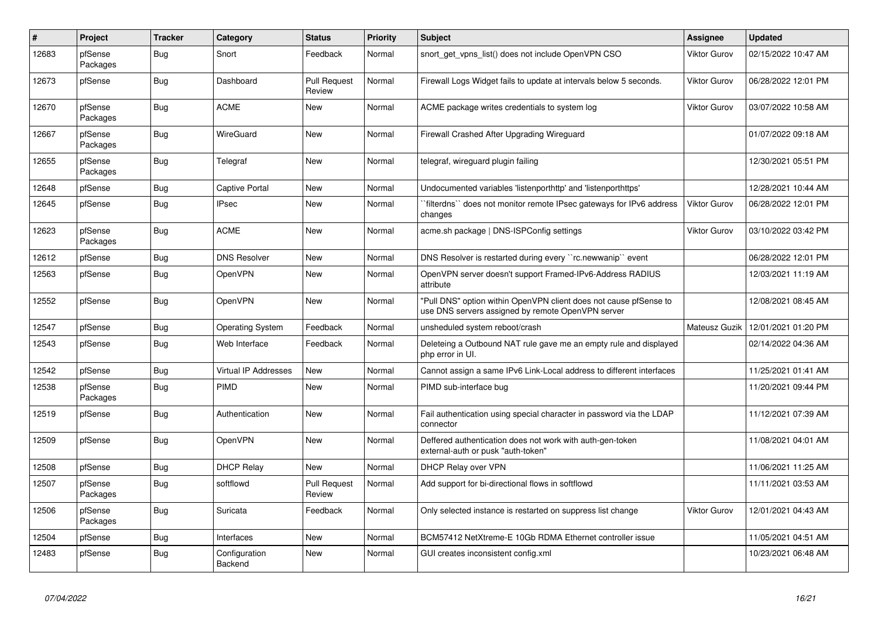| # | Project | Tracker | Category | Status | Priority | Subject | Assignee | Updated |
|---|---|---|---|---|---|---|---|---|
| 12683 | pfSense Packages | Bug | Snort | Feedback | Normal | snort_get_vpns_list() does not include OpenVPN CSO | Viktor Gurov | 02/15/2022 10:47 AM |
| 12673 | pfSense | Bug | Dashboard | Pull Request Review | Normal | Firewall Logs Widget fails to update at intervals below 5 seconds. | Viktor Gurov | 06/28/2022 12:01 PM |
| 12670 | pfSense Packages | Bug | ACME | New | Normal | ACME package writes credentials to system log | Viktor Gurov | 03/07/2022 10:58 AM |
| 12667 | pfSense Packages | Bug | WireGuard | New | Normal | Firewall Crashed After Upgrading Wireguard | | 01/07/2022 09:18 AM |
| 12655 | pfSense Packages | Bug | Telegraf | New | Normal | telegraf, wireguard plugin failing | | 12/30/2021 05:51 PM |
| 12648 | pfSense | Bug | Captive Portal | New | Normal | Undocumented variables 'listenporthttp' and 'listenporthttps' | | 12/28/2021 10:44 AM |
| 12645 | pfSense | Bug | IPsec | New | Normal | ``filterdns`` does not monitor remote IPsec gateways for IPv6 address changes | Viktor Gurov | 06/28/2022 12:01 PM |
| 12623 | pfSense Packages | Bug | ACME | New | Normal | acme.sh package \| DNS-ISPConfig settings | Viktor Gurov | 03/10/2022 03:42 PM |
| 12612 | pfSense | Bug | DNS Resolver | New | Normal | DNS Resolver is restarted during every ``rc.newwanip`` event | | 06/28/2022 12:01 PM |
| 12563 | pfSense | Bug | OpenVPN | New | Normal | OpenVPN server doesn't support Framed-IPv6-Address RADIUS attribute | | 12/03/2021 11:19 AM |
| 12552 | pfSense | Bug | OpenVPN | New | Normal | "Pull DNS" option within OpenVPN client does not cause pfSense to use DNS servers assigned by remote OpenVPN server | | 12/08/2021 08:45 AM |
| 12547 | pfSense | Bug | Operating System | Feedback | Normal | unsheduled system reboot/crash | Mateusz Guzik | 12/01/2021 01:20 PM |
| 12543 | pfSense | Bug | Web Interface | Feedback | Normal | Deleteing a Outbound NAT rule gave me an empty rule and displayed php error in UI. | | 02/14/2022 04:36 AM |
| 12542 | pfSense | Bug | Virtual IP Addresses | New | Normal | Cannot assign a same IPv6 Link-Local address to different interfaces | | 11/25/2021 01:41 AM |
| 12538 | pfSense Packages | Bug | PIMD | New | Normal | PIMD sub-interface bug | | 11/20/2021 09:44 PM |
| 12519 | pfSense | Bug | Authentication | New | Normal | Fail authentication using special character in password via the LDAP connector | | 11/12/2021 07:39 AM |
| 12509 | pfSense | Bug | OpenVPN | New | Normal | Deffered authentication does not work with auth-gen-token external-auth or pusk "auth-token" | | 11/08/2021 04:01 AM |
| 12508 | pfSense | Bug | DHCP Relay | New | Normal | DHCP Relay over VPN | | 11/06/2021 11:25 AM |
| 12507 | pfSense Packages | Bug | softflowd | Pull Request Review | Normal | Add support for bi-directional flows in softflowd | | 11/11/2021 03:53 AM |
| 12506 | pfSense Packages | Bug | Suricata | Feedback | Normal | Only selected instance is restarted on suppress list change | Viktor Gurov | 12/01/2021 04:43 AM |
| 12504 | pfSense | Bug | Interfaces | New | Normal | BCM57412 NetXtreme-E 10Gb RDMA Ethernet controller issue | | 11/05/2021 04:51 AM |
| 12483 | pfSense | Bug | Configuration Backend | New | Normal | GUI creates inconsistent config.xml | | 10/23/2021 06:48 AM |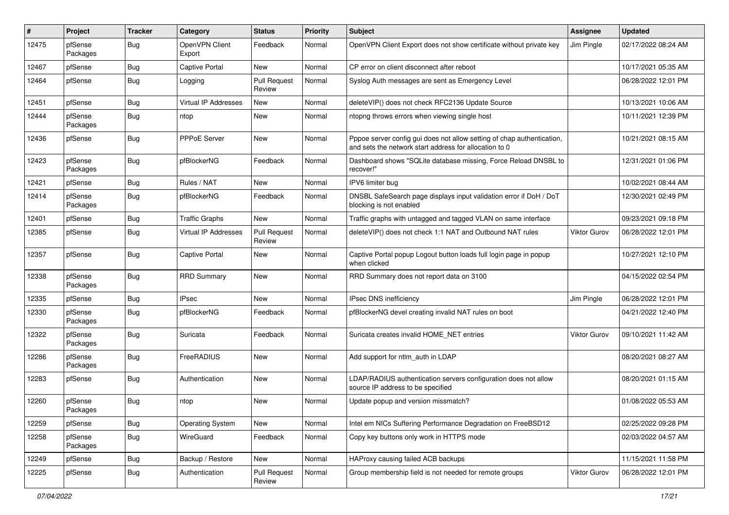| # | Project | Tracker | Category | Status | Priority | Subject | Assignee | Updated |
|---|---|---|---|---|---|---|---|---|
| 12475 | pfSense Packages | Bug | OpenVPN Client Export | Feedback | Normal | OpenVPN Client Export does not show certificate without private key | Jim Pingle | 02/17/2022 08:24 AM |
| 12467 | pfSense | Bug | Captive Portal | New | Normal | CP error on client disconnect after reboot | | 10/17/2021 05:35 AM |
| 12464 | pfSense | Bug | Logging | Pull Request Review | Normal | Syslog Auth messages are sent as Emergency Level | | 06/28/2022 12:01 PM |
| 12451 | pfSense | Bug | Virtual IP Addresses | New | Normal | deleteVIP() does not check RFC2136 Update Source | | 10/13/2021 10:06 AM |
| 12444 | pfSense Packages | Bug | ntop | New | Normal | ntopng throws errors when viewing single host | | 10/11/2021 12:39 PM |
| 12436 | pfSense | Bug | PPPoE Server | New | Normal | Pppoe server config gui does not allow setting of chap authentication, and sets the network start address for allocation to 0 | | 10/21/2021 08:15 AM |
| 12423 | pfSense Packages | Bug | pfBlockerNG | Feedback | Normal | Dashboard shows "SQLite database missing, Force Reload DNSBL to recover!" | | 12/31/2021 01:06 PM |
| 12421 | pfSense | Bug | Rules / NAT | New | Normal | IPV6 limiter bug | | 10/02/2021 08:44 AM |
| 12414 | pfSense Packages | Bug | pfBlockerNG | Feedback | Normal | DNSBL SafeSearch page displays input validation error if DoH / DoT blocking is not enabled | | 12/30/2021 02:49 PM |
| 12401 | pfSense | Bug | Traffic Graphs | New | Normal | Traffic graphs with untagged and tagged VLAN on same interface | | 09/23/2021 09:18 PM |
| 12385 | pfSense | Bug | Virtual IP Addresses | Pull Request Review | Normal | deleteVIP() does not check 1:1 NAT and Outbound NAT rules | Viktor Gurov | 06/28/2022 12:01 PM |
| 12357 | pfSense | Bug | Captive Portal | New | Normal | Captive Portal popup Logout button loads full login page in popup when clicked | | 10/27/2021 12:10 PM |
| 12338 | pfSense Packages | Bug | RRD Summary | New | Normal | RRD Summary does not report data on 3100 | | 04/15/2022 02:54 PM |
| 12335 | pfSense | Bug | IPsec | New | Normal | IPsec DNS inefficiency | Jim Pingle | 06/28/2022 12:01 PM |
| 12330 | pfSense Packages | Bug | pfBlockerNG | Feedback | Normal | pfBlockerNG devel creating invalid NAT rules on boot | | 04/21/2022 12:40 PM |
| 12322 | pfSense Packages | Bug | Suricata | Feedback | Normal | Suricata creates invalid HOME_NET entries | Viktor Gurov | 09/10/2021 11:42 AM |
| 12286 | pfSense Packages | Bug | FreeRADIUS | New | Normal | Add support for ntlm_auth in LDAP | | 08/20/2021 08:27 AM |
| 12283 | pfSense | Bug | Authentication | New | Normal | LDAP/RADIUS authentication servers configuration does not allow source IP address to be specified | | 08/20/2021 01:15 AM |
| 12260 | pfSense Packages | Bug | ntop | New | Normal | Update popup and version missmatch? | | 01/08/2022 05:53 AM |
| 12259 | pfSense | Bug | Operating System | New | Normal | Intel em NICs Suffering Performance Degradation on FreeBSD12 | | 02/25/2022 09:28 PM |
| 12258 | pfSense Packages | Bug | WireGuard | Feedback | Normal | Copy key buttons only work in HTTPS mode | | 02/03/2022 04:57 AM |
| 12249 | pfSense | Bug | Backup / Restore | New | Normal | HAProxy causing failed ACB backups | | 11/15/2021 11:58 PM |
| 12225 | pfSense | Bug | Authentication | Pull Request Review | Normal | Group membership field is not needed for remote groups | Viktor Gurov | 06/28/2022 12:01 PM |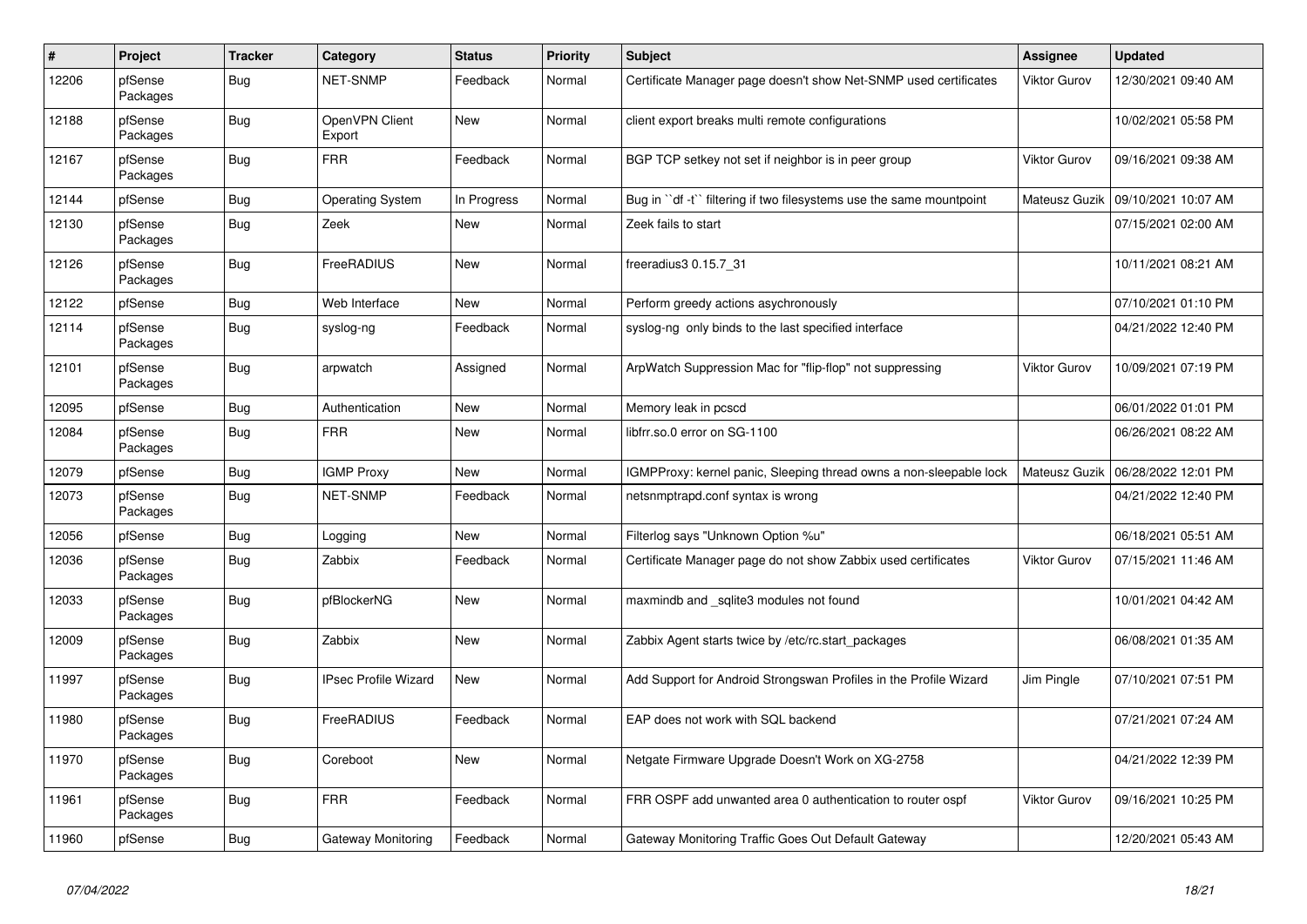| # | Project | Tracker | Category | Status | Priority | Subject | Assignee | Updated |
|---|---|---|---|---|---|---|---|---|
| 12206 | pfSense Packages | Bug | NET-SNMP | Feedback | Normal | Certificate Manager page doesn't show Net-SNMP used certificates | Viktor Gurov | 12/30/2021 09:40 AM |
| 12188 | pfSense Packages | Bug | OpenVPN Client Export | New | Normal | client export breaks multi remote configurations | | 10/02/2021 05:58 PM |
| 12167 | pfSense Packages | Bug | FRR | Feedback | Normal | BGP TCP setkey not set if neighbor is in peer group | Viktor Gurov | 09/16/2021 09:38 AM |
| 12144 | pfSense | Bug | Operating System | In Progress | Normal | Bug in ``df -t`` filtering if two filesystems use the same mountpoint | Mateusz Guzik | 09/10/2021 10:07 AM |
| 12130 | pfSense Packages | Bug | Zeek | New | Normal | Zeek fails to start | | 07/15/2021 02:00 AM |
| 12126 | pfSense Packages | Bug | FreeRADIUS | New | Normal | freeradius3 0.15.7_31 | | 10/11/2021 08:21 AM |
| 12122 | pfSense | Bug | Web Interface | New | Normal | Perform greedy actions asychronously | | 07/10/2021 01:10 PM |
| 12114 | pfSense Packages | Bug | syslog-ng | Feedback | Normal | syslog-ng only binds to the last specified interface | | 04/21/2022 12:40 PM |
| 12101 | pfSense Packages | Bug | arpwatch | Assigned | Normal | ArpWatch Suppression Mac for "flip-flop" not suppressing | Viktor Gurov | 10/09/2021 07:19 PM |
| 12095 | pfSense | Bug | Authentication | New | Normal | Memory leak in pcscd | | 06/01/2022 01:01 PM |
| 12084 | pfSense Packages | Bug | FRR | New | Normal | libfrr.so.0 error on SG-1100 | | 06/26/2021 08:22 AM |
| 12079 | pfSense | Bug | IGMP Proxy | New | Normal | IGMPProxy: kernel panic, Sleeping thread owns a non-sleepable lock | Mateusz Guzik | 06/28/2022 12:01 PM |
| 12073 | pfSense Packages | Bug | NET-SNMP | Feedback | Normal | netsnmptrapd.conf syntax is wrong | | 04/21/2022 12:40 PM |
| 12056 | pfSense | Bug | Logging | New | Normal | Filterlog says "Unknown Option %u" | | 06/18/2021 05:51 AM |
| 12036 | pfSense Packages | Bug | Zabbix | Feedback | Normal | Certificate Manager page do not show Zabbix used certificates | Viktor Gurov | 07/15/2021 11:46 AM |
| 12033 | pfSense Packages | Bug | pfBlockerNG | New | Normal | maxmindb and _sqlite3 modules not found | | 10/01/2021 04:42 AM |
| 12009 | pfSense Packages | Bug | Zabbix | New | Normal | Zabbix Agent starts twice by /etc/rc.start_packages | | 06/08/2021 01:35 AM |
| 11997 | pfSense Packages | Bug | IPsec Profile Wizard | New | Normal | Add Support for Android Strongswan Profiles in the Profile Wizard | Jim Pingle | 07/10/2021 07:51 PM |
| 11980 | pfSense Packages | Bug | FreeRADIUS | Feedback | Normal | EAP does not work with SQL backend | | 07/21/2021 07:24 AM |
| 11970 | pfSense Packages | Bug | Coreboot | New | Normal | Netgate Firmware Upgrade Doesn't Work on XG-2758 | | 04/21/2022 12:39 PM |
| 11961 | pfSense Packages | Bug | FRR | Feedback | Normal | FRR OSPF add unwanted area 0 authentication to router ospf | Viktor Gurov | 09/16/2021 10:25 PM |
| 11960 | pfSense | Bug | Gateway Monitoring | Feedback | Normal | Gateway Monitoring Traffic Goes Out Default Gateway | | 12/20/2021 05:43 AM |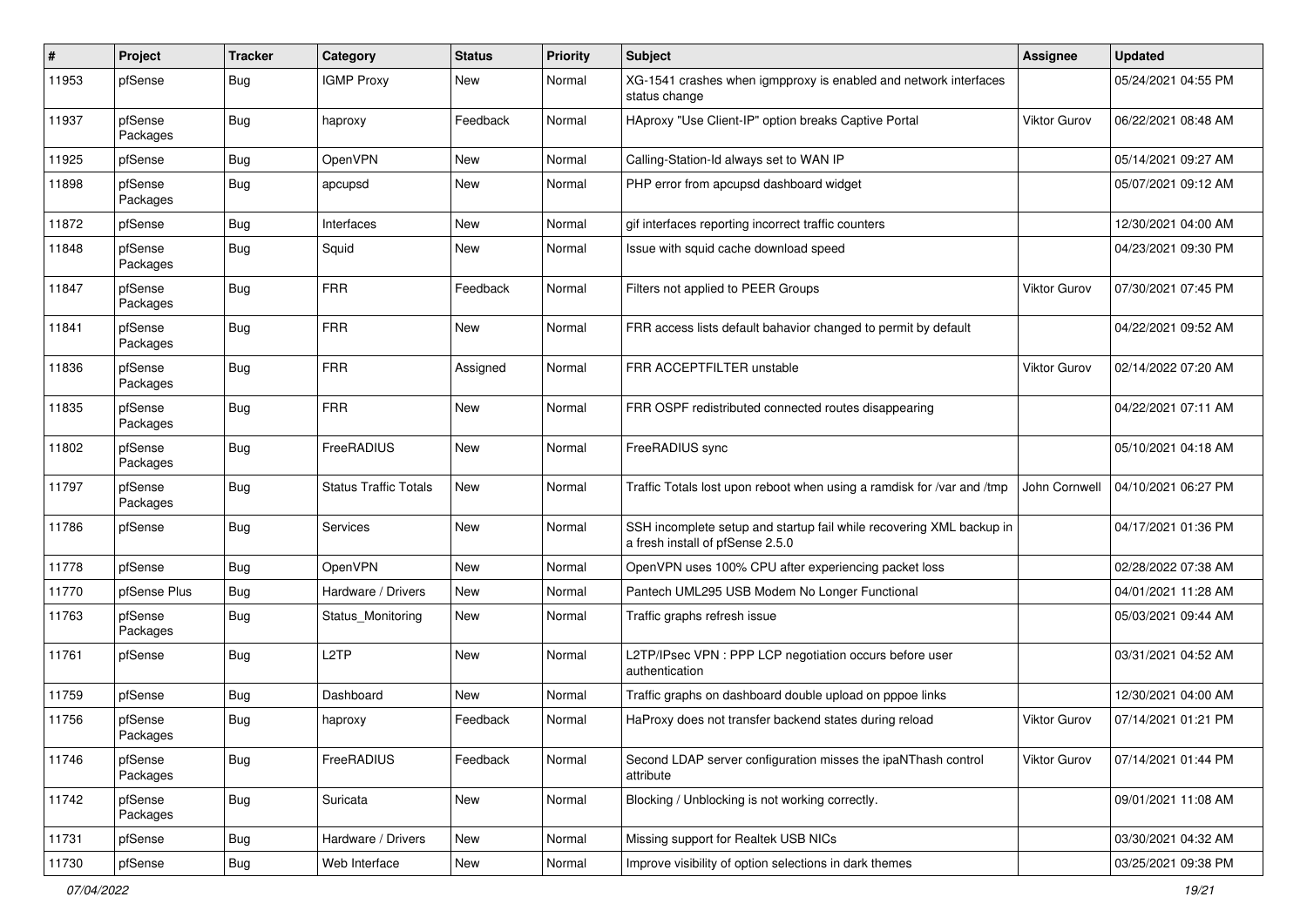| # | Project | Tracker | Category | Status | Priority | Subject | Assignee | Updated |
|---|---|---|---|---|---|---|---|---|
| 11953 | pfSense | Bug | IGMP Proxy | New | Normal | XG-1541 crashes when igmpproxy is enabled and network interfaces status change | | 05/24/2021 04:55 PM |
| 11937 | pfSense Packages | Bug | haproxy | Feedback | Normal | HAproxy "Use Client-IP" option breaks Captive Portal | Viktor Gurov | 06/22/2021 08:48 AM |
| 11925 | pfSense | Bug | OpenVPN | New | Normal | Calling-Station-Id always set to WAN IP | | 05/14/2021 09:27 AM |
| 11898 | pfSense Packages | Bug | apcupsd | New | Normal | PHP error from apcupsd dashboard widget | | 05/07/2021 09:12 AM |
| 11872 | pfSense | Bug | Interfaces | New | Normal | gif interfaces reporting incorrect traffic counters | | 12/30/2021 04:00 AM |
| 11848 | pfSense Packages | Bug | Squid | New | Normal | Issue with squid cache download speed | | 04/23/2021 09:30 PM |
| 11847 | pfSense Packages | Bug | FRR | Feedback | Normal | Filters not applied to PEER Groups | Viktor Gurov | 07/30/2021 07:45 PM |
| 11841 | pfSense Packages | Bug | FRR | New | Normal | FRR access lists default bahavior changed to permit by default | | 04/22/2021 09:52 AM |
| 11836 | pfSense Packages | Bug | FRR | Assigned | Normal | FRR ACCEPTFILTER unstable | Viktor Gurov | 02/14/2022 07:20 AM |
| 11835 | pfSense Packages | Bug | FRR | New | Normal | FRR OSPF redistributed connected routes disappearing | | 04/22/2021 07:11 AM |
| 11802 | pfSense Packages | Bug | FreeRADIUS | New | Normal | FreeRADIUS sync | | 05/10/2021 04:18 AM |
| 11797 | pfSense Packages | Bug | Status Traffic Totals | New | Normal | Traffic Totals lost upon reboot when using a ramdisk for /var and /tmp | John Cornwell | 04/10/2021 06:27 PM |
| 11786 | pfSense | Bug | Services | New | Normal | SSH incomplete setup and startup fail while recovering XML backup in a fresh install of pfSense 2.5.0 | | 04/17/2021 01:36 PM |
| 11778 | pfSense | Bug | OpenVPN | New | Normal | OpenVPN uses 100% CPU after experiencing packet loss | | 02/28/2022 07:38 AM |
| 11770 | pfSense Plus | Bug | Hardware / Drivers | New | Normal | Pantech UML295 USB Modem No Longer Functional | | 04/01/2021 11:28 AM |
| 11763 | pfSense Packages | Bug | Status_Monitoring | New | Normal | Traffic graphs refresh issue | | 05/03/2021 09:44 AM |
| 11761 | pfSense | Bug | L2TP | New | Normal | L2TP/IPsec VPN : PPP LCP negotiation occurs before user authentication | | 03/31/2021 04:52 AM |
| 11759 | pfSense | Bug | Dashboard | New | Normal | Traffic graphs on dashboard double upload on pppoe links | | 12/30/2021 04:00 AM |
| 11756 | pfSense Packages | Bug | haproxy | Feedback | Normal | HaProxy does not transfer backend states during reload | Viktor Gurov | 07/14/2021 01:21 PM |
| 11746 | pfSense Packages | Bug | FreeRADIUS | Feedback | Normal | Second LDAP server configuration misses the ipaNThash control attribute | Viktor Gurov | 07/14/2021 01:44 PM |
| 11742 | pfSense Packages | Bug | Suricata | New | Normal | Blocking / Unblocking is not working correctly. | | 09/01/2021 11:08 AM |
| 11731 | pfSense | Bug | Hardware / Drivers | New | Normal | Missing support for Realtek USB NICs | | 03/30/2021 04:32 AM |
| 11730 | pfSense | Bug | Web Interface | New | Normal | Improve visibility of option selections in dark themes | | 03/25/2021 09:38 PM |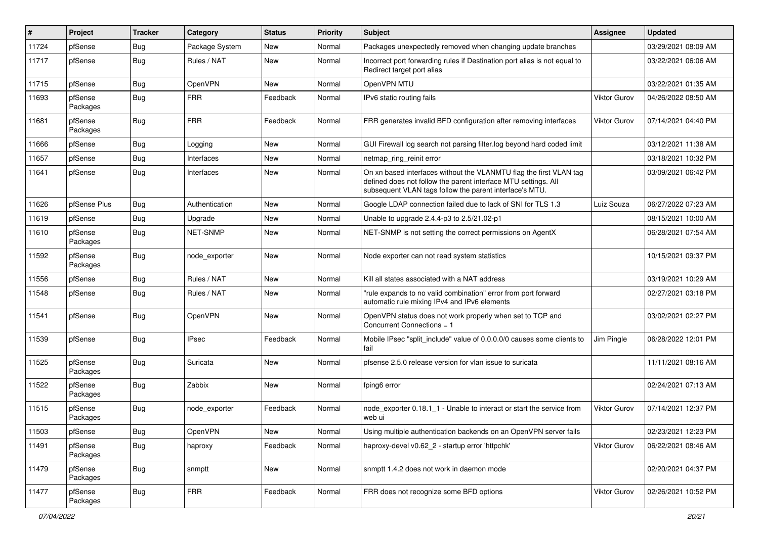| # | Project | Tracker | Category | Status | Priority | Subject | Assignee | Updated |
|---|---|---|---|---|---|---|---|---|
| 11724 | pfSense | Bug | Package System | New | Normal | Packages unexpectedly removed when changing update branches | | 03/29/2021 08:09 AM |
| 11717 | pfSense | Bug | Rules / NAT | New | Normal | Incorrect port forwarding rules if Destination port alias is not equal to Redirect target port alias | | 03/22/2021 06:06 AM |
| 11715 | pfSense | Bug | OpenVPN | New | Normal | OpenVPN MTU | | 03/22/2021 01:35 AM |
| 11693 | pfSense Packages | Bug | FRR | Feedback | Normal | IPv6 static routing fails | Viktor Gurov | 04/26/2022 08:50 AM |
| 11681 | pfSense Packages | Bug | FRR | Feedback | Normal | FRR generates invalid BFD configuration after removing interfaces | Viktor Gurov | 07/14/2021 04:40 PM |
| 11666 | pfSense | Bug | Logging | New | Normal | GUI Firewall log search not parsing filter.log beyond hard coded limit | | 03/12/2021 11:38 AM |
| 11657 | pfSense | Bug | Interfaces | New | Normal | netmap_ring_reinit error | | 03/18/2021 10:32 PM |
| 11641 | pfSense | Bug | Interfaces | New | Normal | On xn based interfaces without the VLANMTU flag the first VLAN tag defined does not follow the parent interface MTU settings. All subsequent VLAN tags follow the parent interface's MTU. | | 03/09/2021 06:42 PM |
| 11626 | pfSense Plus | Bug | Authentication | New | Normal | Google LDAP connection failed due to lack of SNI for TLS 1.3 | Luiz Souza | 06/27/2022 07:23 AM |
| 11619 | pfSense | Bug | Upgrade | New | Normal | Unable to upgrade 2.4.4-p3 to 2.5/21.02-p1 | | 08/15/2021 10:00 AM |
| 11610 | pfSense Packages | Bug | NET-SNMP | New | Normal | NET-SNMP is not setting the correct permissions on AgentX | | 06/28/2021 07:54 AM |
| 11592 | pfSense Packages | Bug | node_exporter | New | Normal | Node exporter can not read system statistics | | 10/15/2021 09:37 PM |
| 11556 | pfSense | Bug | Rules / NAT | New | Normal | Kill all states associated with a NAT address | | 03/19/2021 10:29 AM |
| 11548 | pfSense | Bug | Rules / NAT | New | Normal | "rule expands to no valid combination" error from port forward automatic rule mixing IPv4 and IPv6 elements | | 02/27/2021 03:18 PM |
| 11541 | pfSense | Bug | OpenVPN | New | Normal | OpenVPN status does not work properly when set to TCP and Concurrent Connections = 1 | | 03/02/2021 02:27 PM |
| 11539 | pfSense | Bug | IPsec | Feedback | Normal | Mobile IPsec "split_include" value of 0.0.0.0/0 causes some clients to fail | Jim Pingle | 06/28/2022 12:01 PM |
| 11525 | pfSense Packages | Bug | Suricata | New | Normal | pfsense 2.5.0 release version for vlan issue to suricata | | 11/11/2021 08:16 AM |
| 11522 | pfSense Packages | Bug | Zabbix | New | Normal | fping6 error | | 02/24/2021 07:13 AM |
| 11515 | pfSense Packages | Bug | node_exporter | Feedback | Normal | node_exporter 0.18.1_1 - Unable to interact or start the service from web ui | Viktor Gurov | 07/14/2021 12:37 PM |
| 11503 | pfSense | Bug | OpenVPN | New | Normal | Using multiple authentication backends on an OpenVPN server fails | | 02/23/2021 12:23 PM |
| 11491 | pfSense Packages | Bug | haproxy | Feedback | Normal | haproxy-devel v0.62_2 - startup error 'httpchk' | Viktor Gurov | 06/22/2021 08:46 AM |
| 11479 | pfSense Packages | Bug | snmptt | New | Normal | snmptt 1.4.2 does not work in daemon mode | | 02/20/2021 04:37 PM |
| 11477 | pfSense Packages | Bug | FRR | Feedback | Normal | FRR does not recognize some BFD options | Viktor Gurov | 02/26/2021 10:52 PM |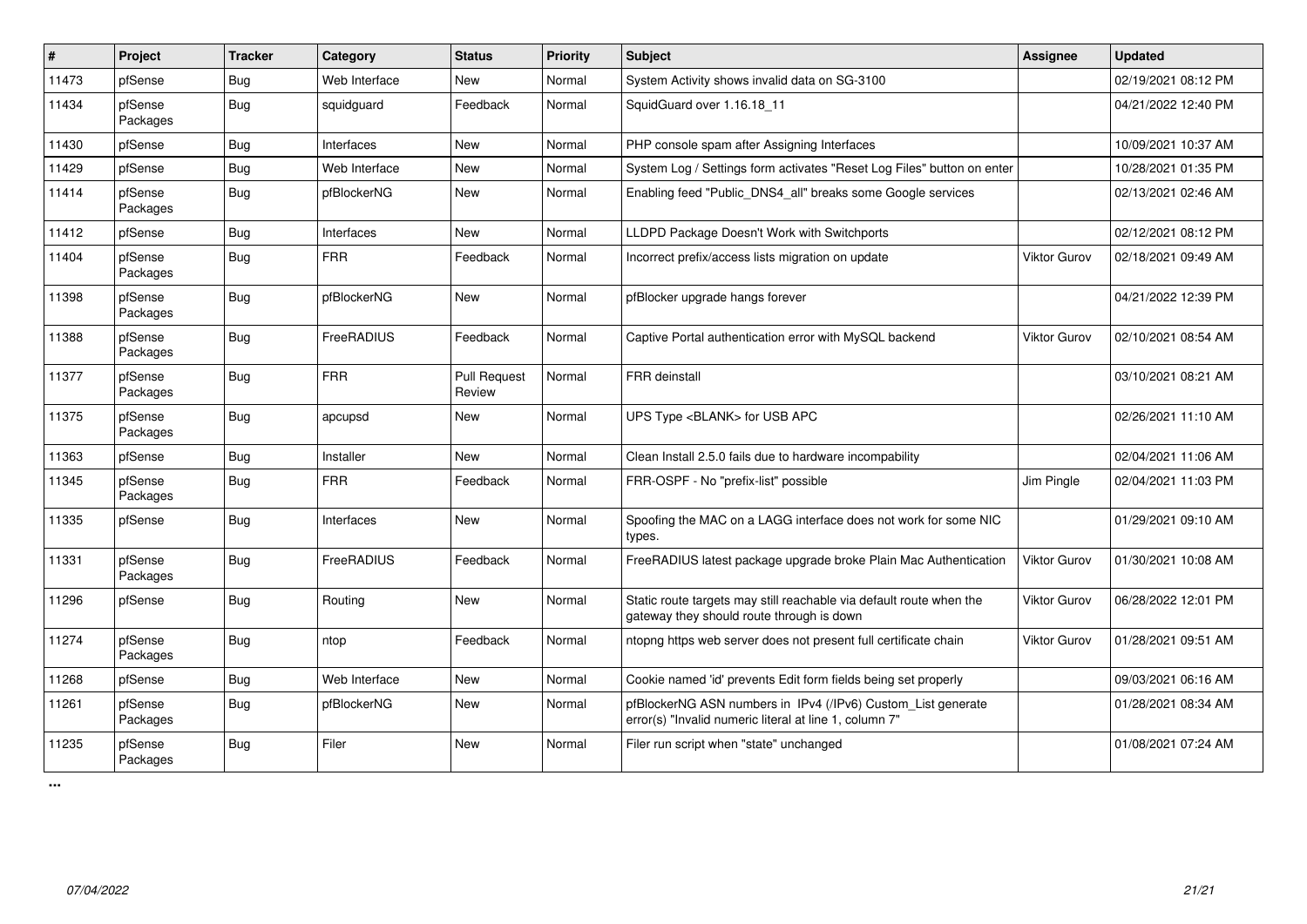| # | Project | Tracker | Category | Status | Priority | Subject | Assignee | Updated |
| --- | --- | --- | --- | --- | --- | --- | --- | --- |
| 11473 | pfSense | Bug | Web Interface | New | Normal | System Activity shows invalid data on SG-3100 | | 02/19/2021 08:12 PM |
| 11434 | pfSense Packages | Bug | squidguard | Feedback | Normal | SquidGuard over 1.16.18_11 | | 04/21/2022 12:40 PM |
| 11430 | pfSense | Bug | Interfaces | New | Normal | PHP console spam after Assigning Interfaces | | 10/09/2021 10:37 AM |
| 11429 | pfSense | Bug | Web Interface | New | Normal | System Log / Settings form activates "Reset Log Files" button on enter | | 10/28/2021 01:35 PM |
| 11414 | pfSense Packages | Bug | pfBlockerNG | New | Normal | Enabling feed "Public_DNS4_all" breaks some Google services | | 02/13/2021 02:46 AM |
| 11412 | pfSense | Bug | Interfaces | New | Normal | LLDPD Package Doesn't Work with Switchports | | 02/12/2021 08:12 PM |
| 11404 | pfSense Packages | Bug | FRR | Feedback | Normal | Incorrect prefix/access lists migration on update | Viktor Gurov | 02/18/2021 09:49 AM |
| 11398 | pfSense Packages | Bug | pfBlockerNG | New | Normal | pfBlocker upgrade hangs forever | | 04/21/2022 12:39 PM |
| 11388 | pfSense Packages | Bug | FreeRADIUS | Feedback | Normal | Captive Portal authentication error with MySQL backend | Viktor Gurov | 02/10/2021 08:54 AM |
| 11377 | pfSense Packages | Bug | FRR | Pull Request Review | Normal | FRR deinstall | | 03/10/2021 08:21 AM |
| 11375 | pfSense Packages | Bug | apcupsd | New | Normal | UPS Type <BLANK> for USB APC | | 02/26/2021 11:10 AM |
| 11363 | pfSense | Bug | Installer | New | Normal | Clean Install 2.5.0 fails due to hardware incompability | | 02/04/2021 11:06 AM |
| 11345 | pfSense Packages | Bug | FRR | Feedback | Normal | FRR-OSPF - No "prefix-list" possible | Jim Pingle | 02/04/2021 11:03 PM |
| 11335 | pfSense | Bug | Interfaces | New | Normal | Spoofing the MAC on a LAGG interface does not work for some NIC types. | | 01/29/2021 09:10 AM |
| 11331 | pfSense Packages | Bug | FreeRADIUS | Feedback | Normal | FreeRADIUS latest package upgrade broke Plain Mac Authentication | Viktor Gurov | 01/30/2021 10:08 AM |
| 11296 | pfSense | Bug | Routing | New | Normal | Static route targets may still reachable via default route when the gateway they should route through is down | Viktor Gurov | 06/28/2022 12:01 PM |
| 11274 | pfSense Packages | Bug | ntop | Feedback | Normal | ntopng https web server does not present full certificate chain | Viktor Gurov | 01/28/2021 09:51 AM |
| 11268 | pfSense | Bug | Web Interface | New | Normal | Cookie named 'id' prevents Edit form fields being set properly | | 09/03/2021 06:16 AM |
| 11261 | pfSense Packages | Bug | pfBlockerNG | New | Normal | pfBlockerNG ASN numbers in IPv4 (/IPv6) Custom_List generate error(s) "Invalid numeric literal at line 1, column 7" | | 01/28/2021 08:34 AM |
| 11235 | pfSense Packages | Bug | Filer | New | Normal | Filer run script when "state" unchanged | | 01/08/2021 07:24 AM |

...